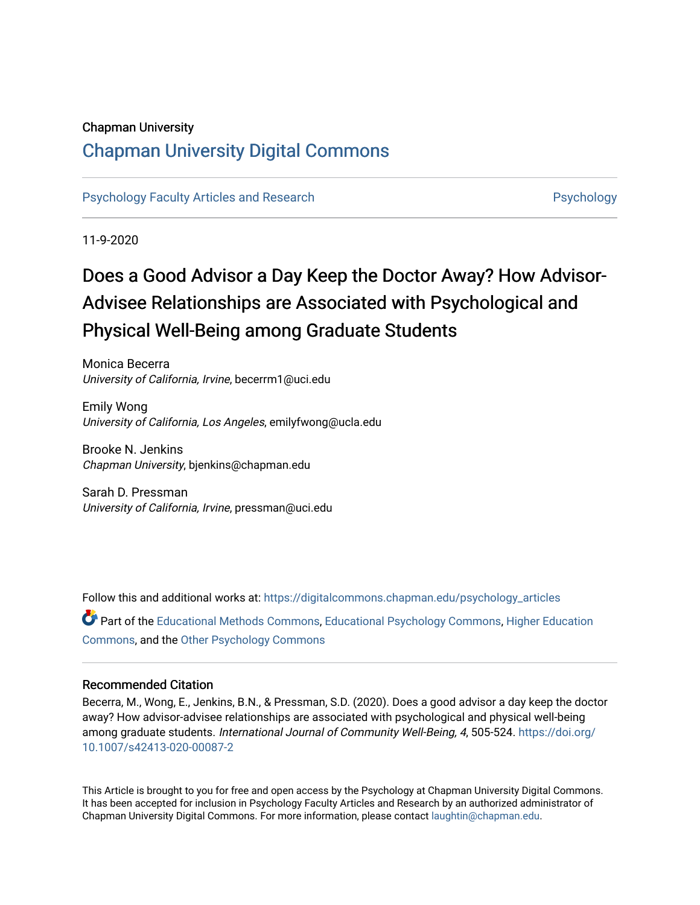Chapman University

# Chapman University Digital Commons

Psychology Faculty Articles and Research | Psychology

11-9-2020

# Does a Good Advisor a Day Keep the Doctor Away? How Advisor-Advisee Relationships are Associated with Psychological and Physical Well-Being among Graduate Students

Monica Becerra
*University of California, Irvine*, becerrm1@uci.edu

Emily Wong
*University of California, Los Angeles*, emilyfwong@ucla.edu

Brooke N. Jenkins
*Chapman University*, bjenkins@chapman.edu

Sarah D. Pressman
*University of California, Irvine*, pressman@uci.edu

Follow this and additional works at: https://digitalcommons.chapman.edu/psychology_articles

Part of the Educational Methods Commons, Educational Psychology Commons, Higher Education Commons, and the Other Psychology Commons

## Recommended Citation

Becerra, M., Wong, E., Jenkins, B.N., & Pressman, S.D. (2020). Does a good advisor a day keep the doctor away? How advisor-advisee relationships are associated with psychological and physical well-being among graduate students. *International Journal of Community Well-Being, 4*, 505-524. https://doi.org/10.1007/s42413-020-00087-2

This Article is brought to you for free and open access by the Psychology at Chapman University Digital Commons. It has been accepted for inclusion in Psychology Faculty Articles and Research by an authorized administrator of Chapman University Digital Commons. For more information, please contact laughtin@chapman.edu.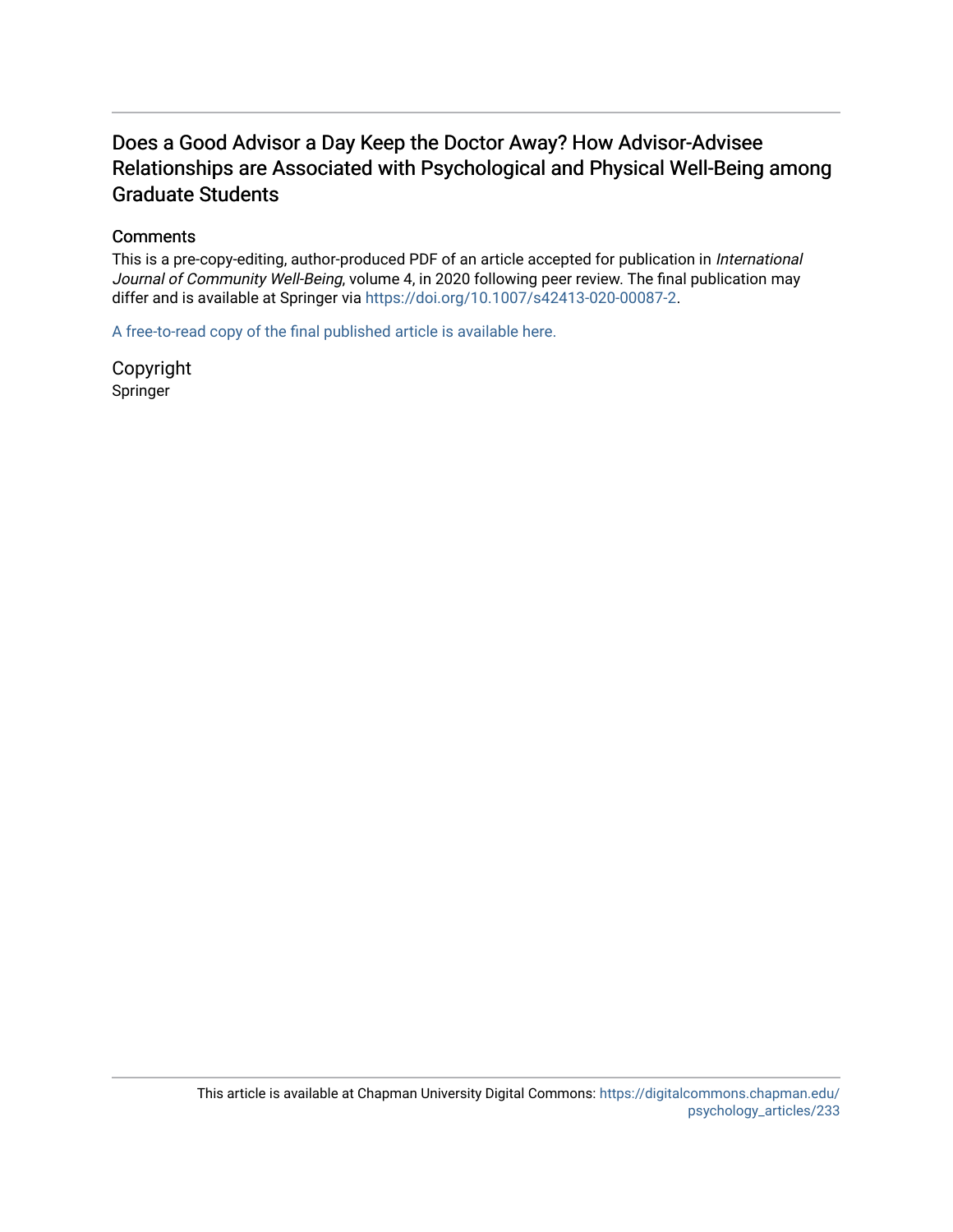# Does a Good Advisor a Day Keep the Doctor Away? How Advisor-Advisee Relationships are Associated with Psychological and Physical Well-Being among Graduate Students

## Comments

This is a pre-copy-editing, author-produced PDF of an article accepted for publication in *International Journal of Community Well-Being*, volume 4, in 2020 following peer review. The final publication may differ and is available at Springer via https://doi.org/10.1007/s42413-020-00087-2.

A free-to-read copy of the final published article is available here.

## Copyright

Springer

This article is available at Chapman University Digital Commons: https://digitalcommons.chapman.edu/psychology_articles/233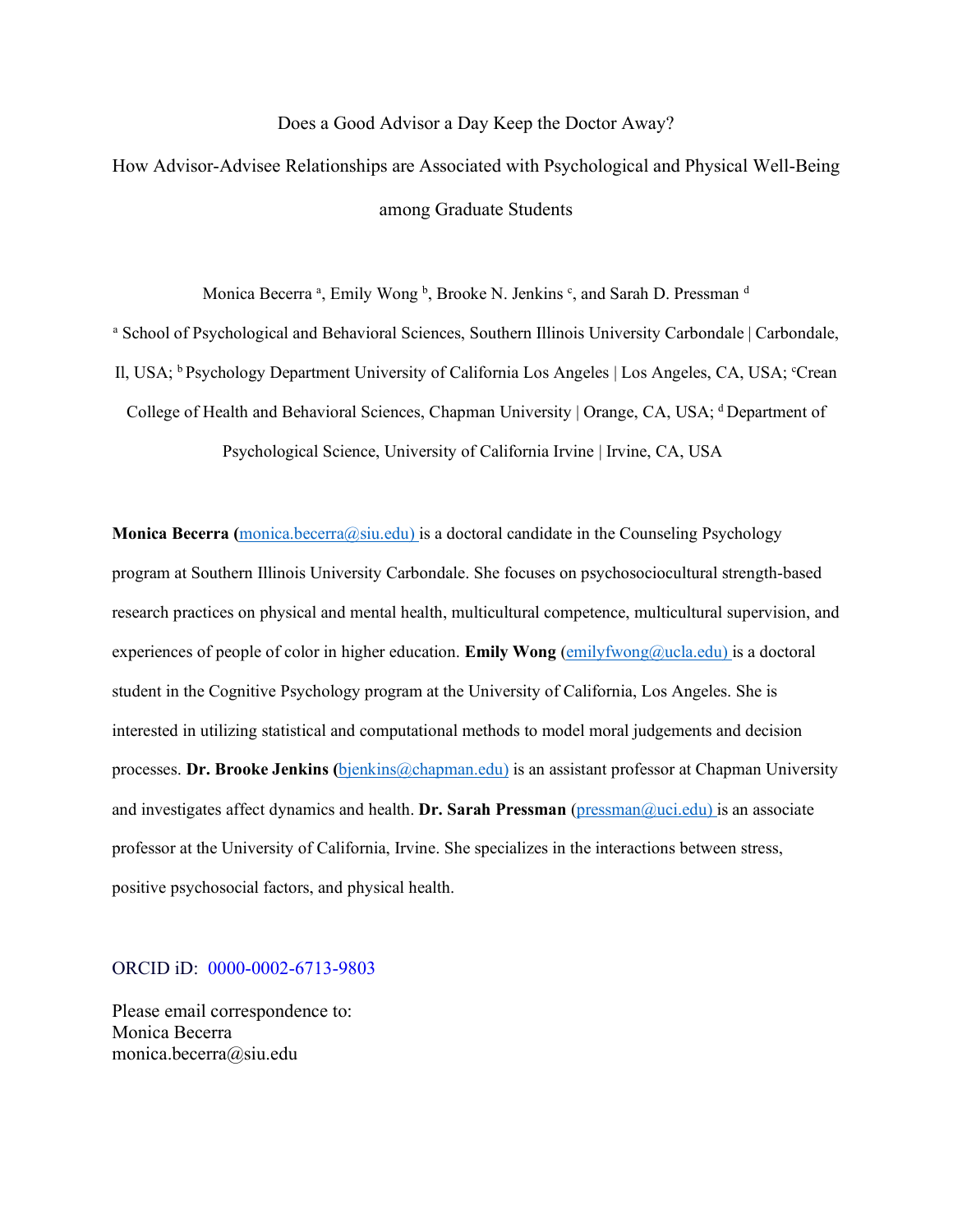Does a Good Advisor a Day Keep the Doctor Away?

How Advisor-Advisee Relationships are Associated with Psychological and Physical Well-Being among Graduate Students

Monica Becerra [a], Emily Wong [b], Brooke N. Jenkins [c], and Sarah D. Pressman [d]

[a] School of Psychological and Behavioral Sciences, Southern Illinois University Carbondale | Carbondale, Il, USA; [b] Psychology Department University of California Los Angeles | Los Angeles, CA, USA; [c] Crean College of Health and Behavioral Sciences, Chapman University | Orange, CA, USA; [d] Department of Psychological Science, University of California Irvine | Irvine, CA, USA

**Monica Becerra (**monica.becerra@siu.edu) is a doctoral candidate in the Counseling Psychology program at Southern Illinois University Carbondale. She focuses on psychosociocultural strength-based research practices on physical and mental health, multicultural competence, multicultural supervision, and experiences of people of color in higher education. **Emily Wong** (emilyfwong@ucla.edu) is a doctoral student in the Cognitive Psychology program at the University of California, Los Angeles. She is interested in utilizing statistical and computational methods to model moral judgements and decision processes. **Dr. Brooke Jenkins (**bjenkins@chapman.edu) is an assistant professor at Chapman University and investigates affect dynamics and health. **Dr. Sarah Pressman** (pressman@uci.edu) is an associate professor at the University of California, Irvine. She specializes in the interactions between stress, positive psychosocial factors, and physical health.

ORCID iD: 0000-0002-6713-9803

Please email correspondence to:
Monica Becerra
monica.becerra@siu.edu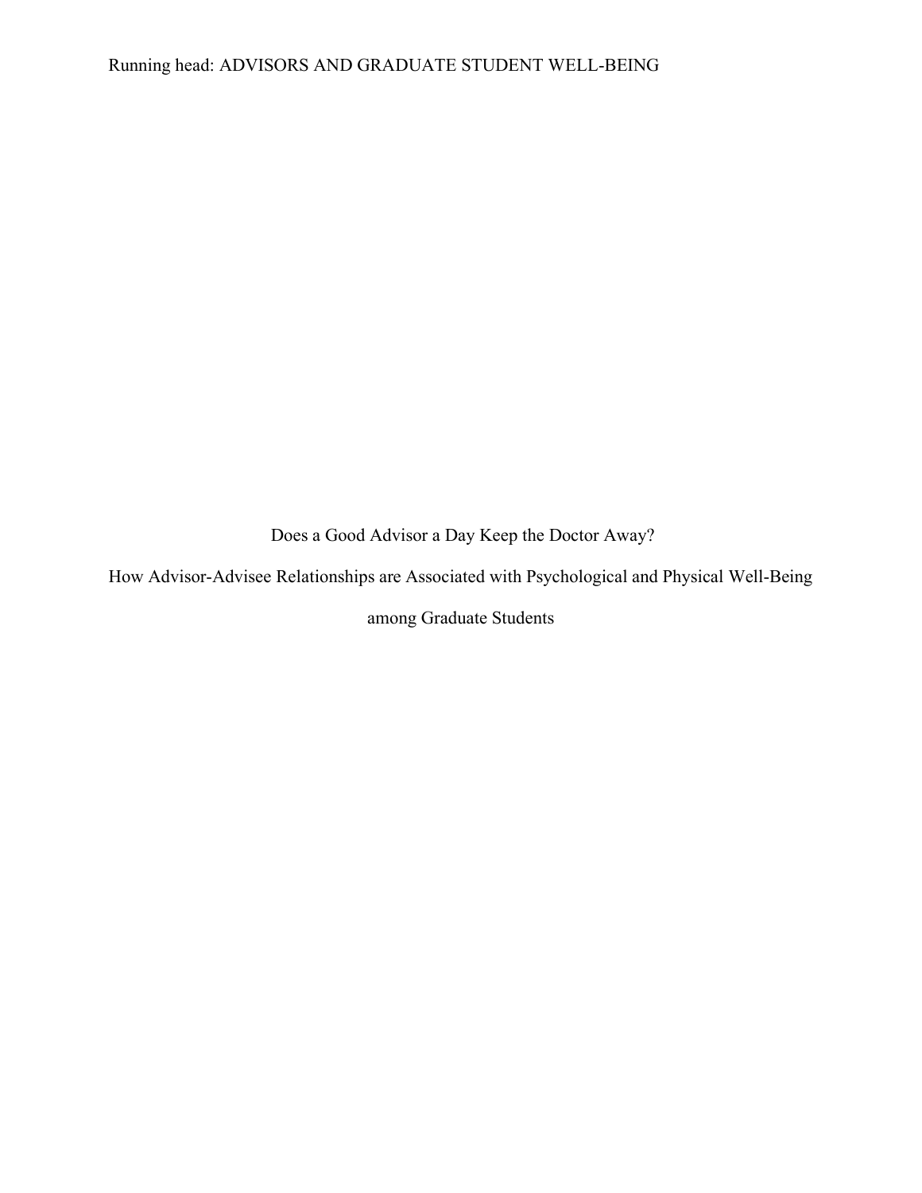# Does a Good Advisor a Day Keep the Doctor Away?

## How Advisor-Advisee Relationships are Associated with Psychological and Physical Well-Being among Graduate Students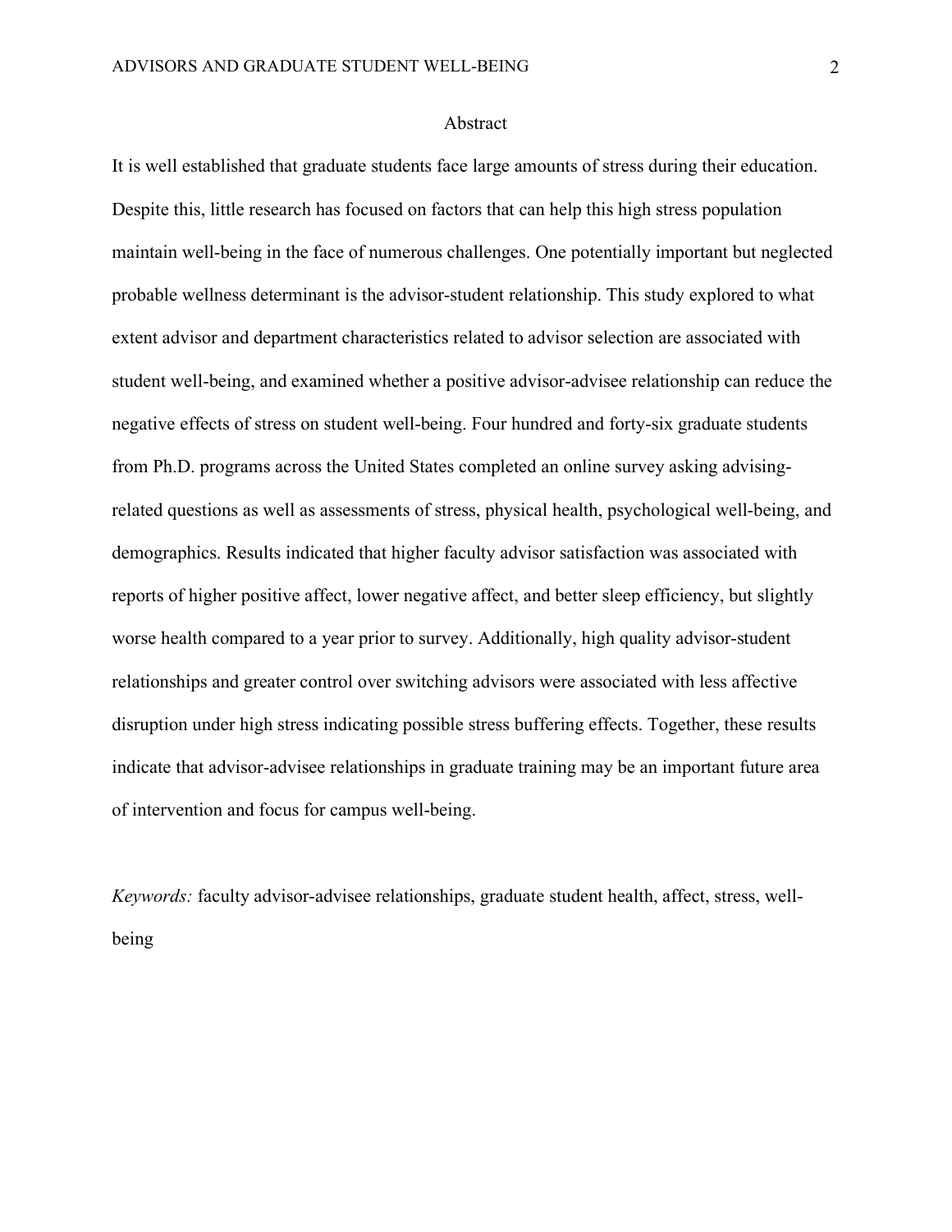## Abstract

It is well established that graduate students face large amounts of stress during their education. Despite this, little research has focused on factors that can help this high stress population maintain well-being in the face of numerous challenges. One potentially important but neglected probable wellness determinant is the advisor-student relationship. This study explored to what extent advisor and department characteristics related to advisor selection are associated with student well-being, and examined whether a positive advisor-advisee relationship can reduce the negative effects of stress on student well-being. Four hundred and forty-six graduate students from Ph.D. programs across the United States completed an online survey asking advising-related questions as well as assessments of stress, physical health, psychological well-being, and demographics. Results indicated that higher faculty advisor satisfaction was associated with reports of higher positive affect, lower negative affect, and better sleep efficiency, but slightly worse health compared to a year prior to survey. Additionally, high quality advisor-student relationships and greater control over switching advisors were associated with less affective disruption under high stress indicating possible stress buffering effects. Together, these results indicate that advisor-advisee relationships in graduate training may be an important future area of intervention and focus for campus well-being.

*Keywords:* faculty advisor-advisee relationships, graduate student health, affect, stress, well-being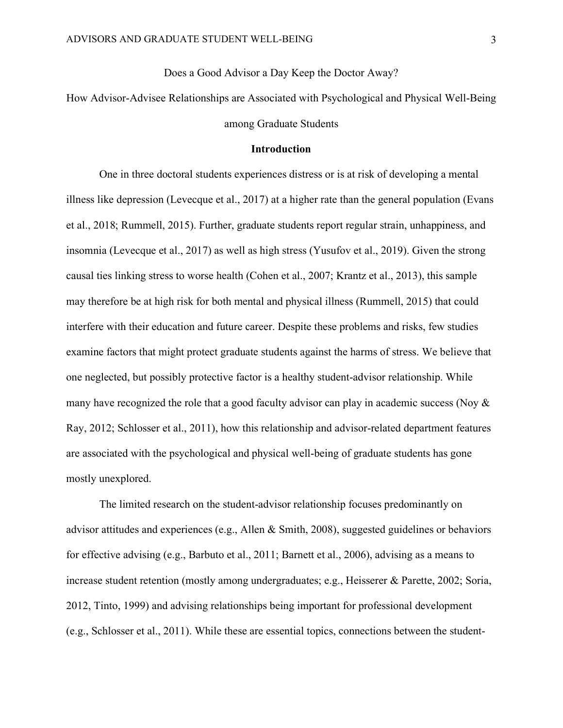Does a Good Advisor a Day Keep the Doctor Away?

How Advisor-Advisee Relationships are Associated with Psychological and Physical Well-Being among Graduate Students

## Introduction

One in three doctoral students experiences distress or is at risk of developing a mental illness like depression (Levecque et al., 2017) at a higher rate than the general population (Evans et al., 2018; Rummell, 2015). Further, graduate students report regular strain, unhappiness, and insomnia (Levecque et al., 2017) as well as high stress (Yusufov et al., 2019). Given the strong causal ties linking stress to worse health (Cohen et al., 2007; Krantz et al., 2013), this sample may therefore be at high risk for both mental and physical illness (Rummell, 2015) that could interfere with their education and future career. Despite these problems and risks, few studies examine factors that might protect graduate students against the harms of stress. We believe that one neglected, but possibly protective factor is a healthy student-advisor relationship. While many have recognized the role that a good faculty advisor can play in academic success (Noy & Ray, 2012; Schlosser et al., 2011), how this relationship and advisor-related department features are associated with the psychological and physical well-being of graduate students has gone mostly unexplored.

The limited research on the student-advisor relationship focuses predominantly on advisor attitudes and experiences (e.g., Allen & Smith, 2008), suggested guidelines or behaviors for effective advising (e.g., Barbuto et al., 2011; Barnett et al., 2006), advising as a means to increase student retention (mostly among undergraduates; e.g., Heisserer & Parette, 2002; Soria, 2012, Tinto, 1999) and advising relationships being important for professional development (e.g., Schlosser et al., 2011). While these are essential topics, connections between the student-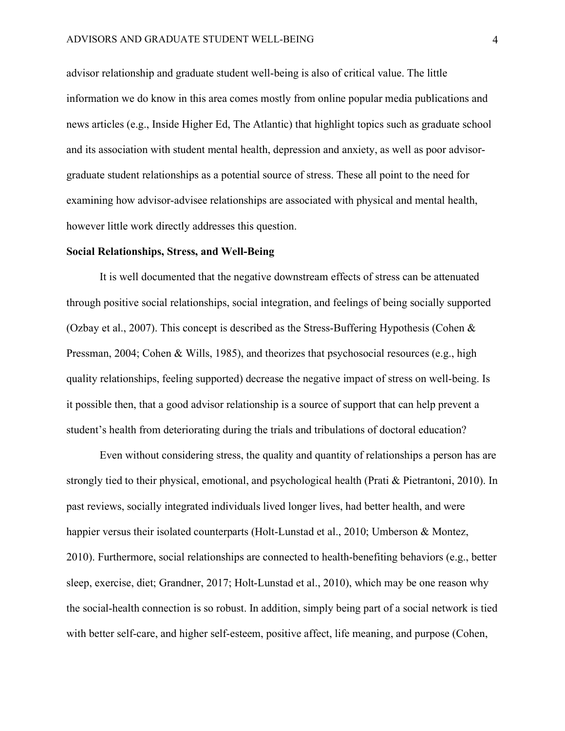advisor relationship and graduate student well-being is also of critical value. The little information we do know in this area comes mostly from online popular media publications and news articles (e.g., Inside Higher Ed, The Atlantic) that highlight topics such as graduate school and its association with student mental health, depression and anxiety, as well as poor advisor-graduate student relationships as a potential source of stress. These all point to the need for examining how advisor-advisee relationships are associated with physical and mental health, however little work directly addresses this question.

**Social Relationships, Stress, and Well-Being**

It is well documented that the negative downstream effects of stress can be attenuated through positive social relationships, social integration, and feelings of being socially supported (Ozbay et al., 2007). This concept is described as the Stress-Buffering Hypothesis (Cohen & Pressman, 2004; Cohen & Wills, 1985), and theorizes that psychosocial resources (e.g., high quality relationships, feeling supported) decrease the negative impact of stress on well-being. Is it possible then, that a good advisor relationship is a source of support that can help prevent a student's health from deteriorating during the trials and tribulations of doctoral education?

Even without considering stress, the quality and quantity of relationships a person has are strongly tied to their physical, emotional, and psychological health (Prati & Pietrantoni, 2010). In past reviews, socially integrated individuals lived longer lives, had better health, and were happier versus their isolated counterparts (Holt-Lunstad et al., 2010; Umberson & Montez, 2010). Furthermore, social relationships are connected to health-benefiting behaviors (e.g., better sleep, exercise, diet; Grandner, 2017; Holt-Lunstad et al., 2010), which may be one reason why the social-health connection is so robust. In addition, simply being part of a social network is tied with better self-care, and higher self-esteem, positive affect, life meaning, and purpose (Cohen,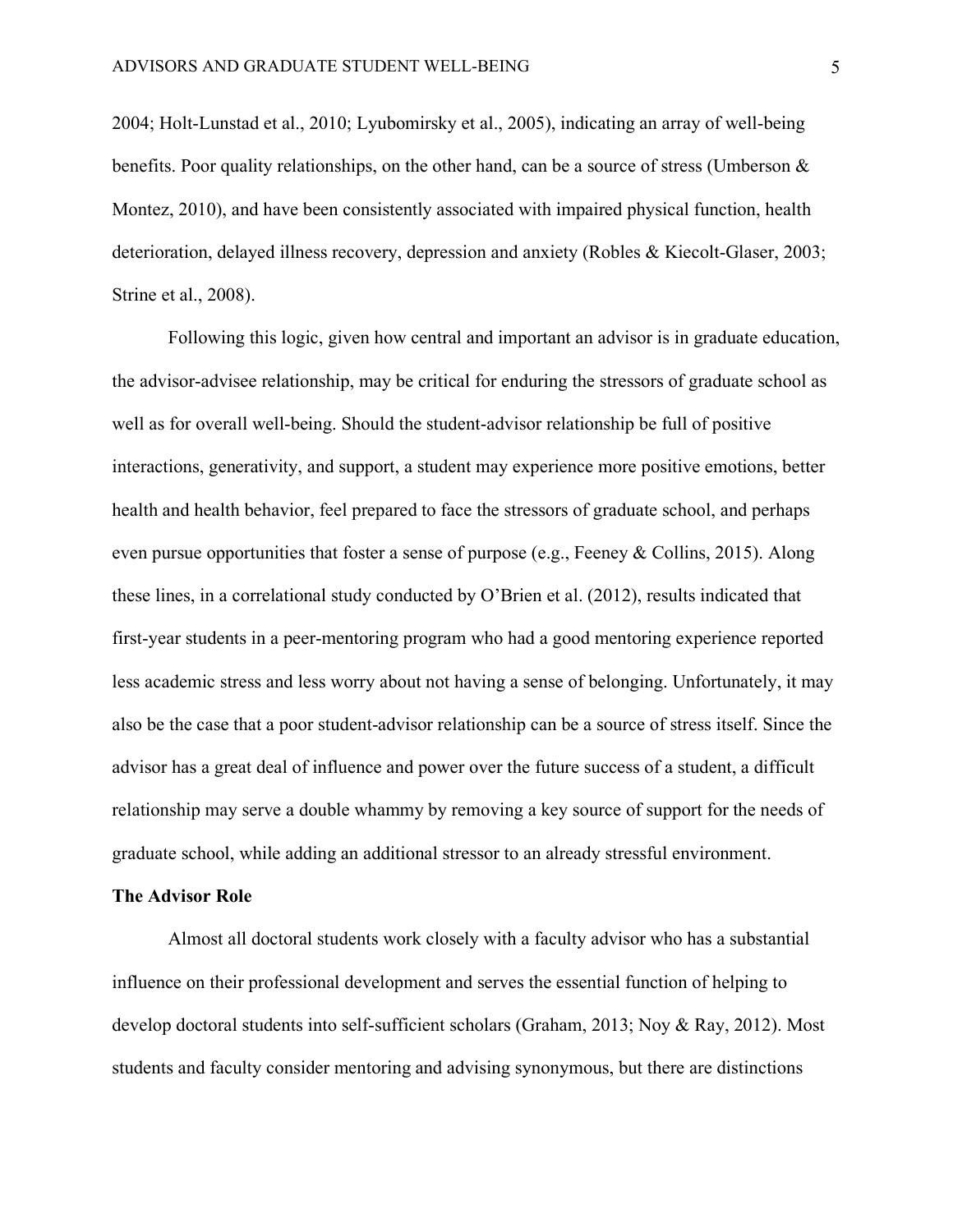2004; Holt-Lunstad et al., 2010; Lyubomirsky et al., 2005), indicating an array of well-being benefits. Poor quality relationships, on the other hand, can be a source of stress (Umberson & Montez, 2010), and have been consistently associated with impaired physical function, health deterioration, delayed illness recovery, depression and anxiety (Robles & Kiecolt-Glaser, 2003; Strine et al., 2008).

Following this logic, given how central and important an advisor is in graduate education, the advisor-advisee relationship, may be critical for enduring the stressors of graduate school as well as for overall well-being. Should the student-advisor relationship be full of positive interactions, generativity, and support, a student may experience more positive emotions, better health and health behavior, feel prepared to face the stressors of graduate school, and perhaps even pursue opportunities that foster a sense of purpose (e.g., Feeney & Collins, 2015). Along these lines, in a correlational study conducted by O'Brien et al. (2012), results indicated that first-year students in a peer-mentoring program who had a good mentoring experience reported less academic stress and less worry about not having a sense of belonging. Unfortunately, it may also be the case that a poor student-advisor relationship can be a source of stress itself. Since the advisor has a great deal of influence and power over the future success of a student, a difficult relationship may serve a double whammy by removing a key source of support for the needs of graduate school, while adding an additional stressor to an already stressful environment.

**The Advisor Role**

Almost all doctoral students work closely with a faculty advisor who has a substantial influence on their professional development and serves the essential function of helping to develop doctoral students into self-sufficient scholars (Graham, 2013; Noy & Ray, 2012). Most students and faculty consider mentoring and advising synonymous, but there are distinctions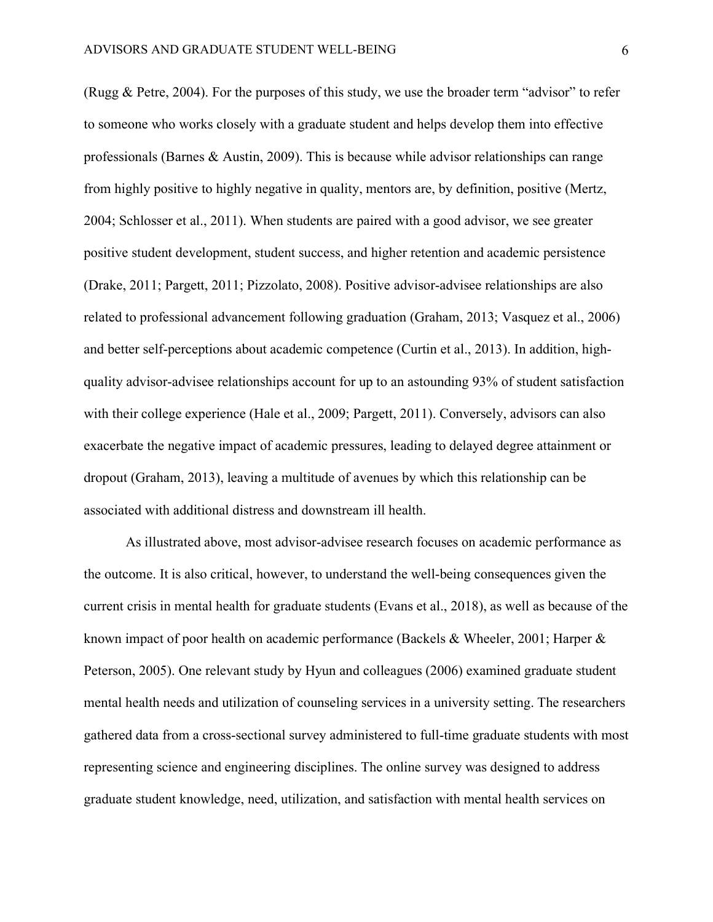(Rugg & Petre, 2004). For the purposes of this study, we use the broader term "advisor" to refer to someone who works closely with a graduate student and helps develop them into effective professionals (Barnes & Austin, 2009). This is because while advisor relationships can range from highly positive to highly negative in quality, mentors are, by definition, positive (Mertz, 2004; Schlosser et al., 2011). When students are paired with a good advisor, we see greater positive student development, student success, and higher retention and academic persistence (Drake, 2011; Pargett, 2011; Pizzolato, 2008). Positive advisor-advisee relationships are also related to professional advancement following graduation (Graham, 2013; Vasquez et al., 2006) and better self-perceptions about academic competence (Curtin et al., 2013). In addition, high-quality advisor-advisee relationships account for up to an astounding 93% of student satisfaction with their college experience (Hale et al., 2009; Pargett, 2011). Conversely, advisors can also exacerbate the negative impact of academic pressures, leading to delayed degree attainment or dropout (Graham, 2013), leaving a multitude of avenues by which this relationship can be associated with additional distress and downstream ill health.

As illustrated above, most advisor-advisee research focuses on academic performance as the outcome. It is also critical, however, to understand the well-being consequences given the current crisis in mental health for graduate students (Evans et al., 2018), as well as because of the known impact of poor health on academic performance (Backels & Wheeler, 2001; Harper & Peterson, 2005). One relevant study by Hyun and colleagues (2006) examined graduate student mental health needs and utilization of counseling services in a university setting. The researchers gathered data from a cross-sectional survey administered to full-time graduate students with most representing science and engineering disciplines. The online survey was designed to address graduate student knowledge, need, utilization, and satisfaction with mental health services on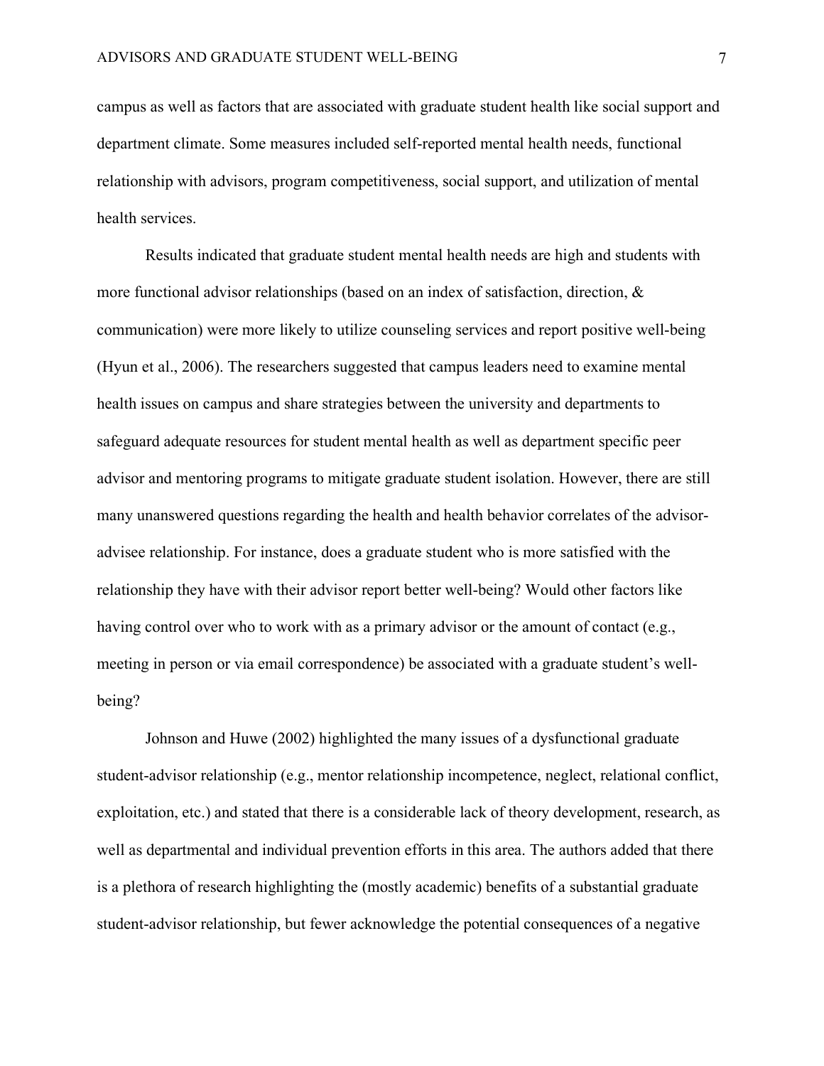campus as well as factors that are associated with graduate student health like social support and department climate. Some measures included self-reported mental health needs, functional relationship with advisors, program competitiveness, social support, and utilization of mental health services.

Results indicated that graduate student mental health needs are high and students with more functional advisor relationships (based on an index of satisfaction, direction, & communication) were more likely to utilize counseling services and report positive well-being (Hyun et al., 2006). The researchers suggested that campus leaders need to examine mental health issues on campus and share strategies between the university and departments to safeguard adequate resources for student mental health as well as department specific peer advisor and mentoring programs to mitigate graduate student isolation. However, there are still many unanswered questions regarding the health and health behavior correlates of the advisor-advisee relationship. For instance, does a graduate student who is more satisfied with the relationship they have with their advisor report better well-being? Would other factors like having control over who to work with as a primary advisor or the amount of contact (e.g., meeting in person or via email correspondence) be associated with a graduate student's well-being?

Johnson and Huwe (2002) highlighted the many issues of a dysfunctional graduate student-advisor relationship (e.g., mentor relationship incompetence, neglect, relational conflict, exploitation, etc.) and stated that there is a considerable lack of theory development, research, as well as departmental and individual prevention efforts in this area. The authors added that there is a plethora of research highlighting the (mostly academic) benefits of a substantial graduate student-advisor relationship, but fewer acknowledge the potential consequences of a negative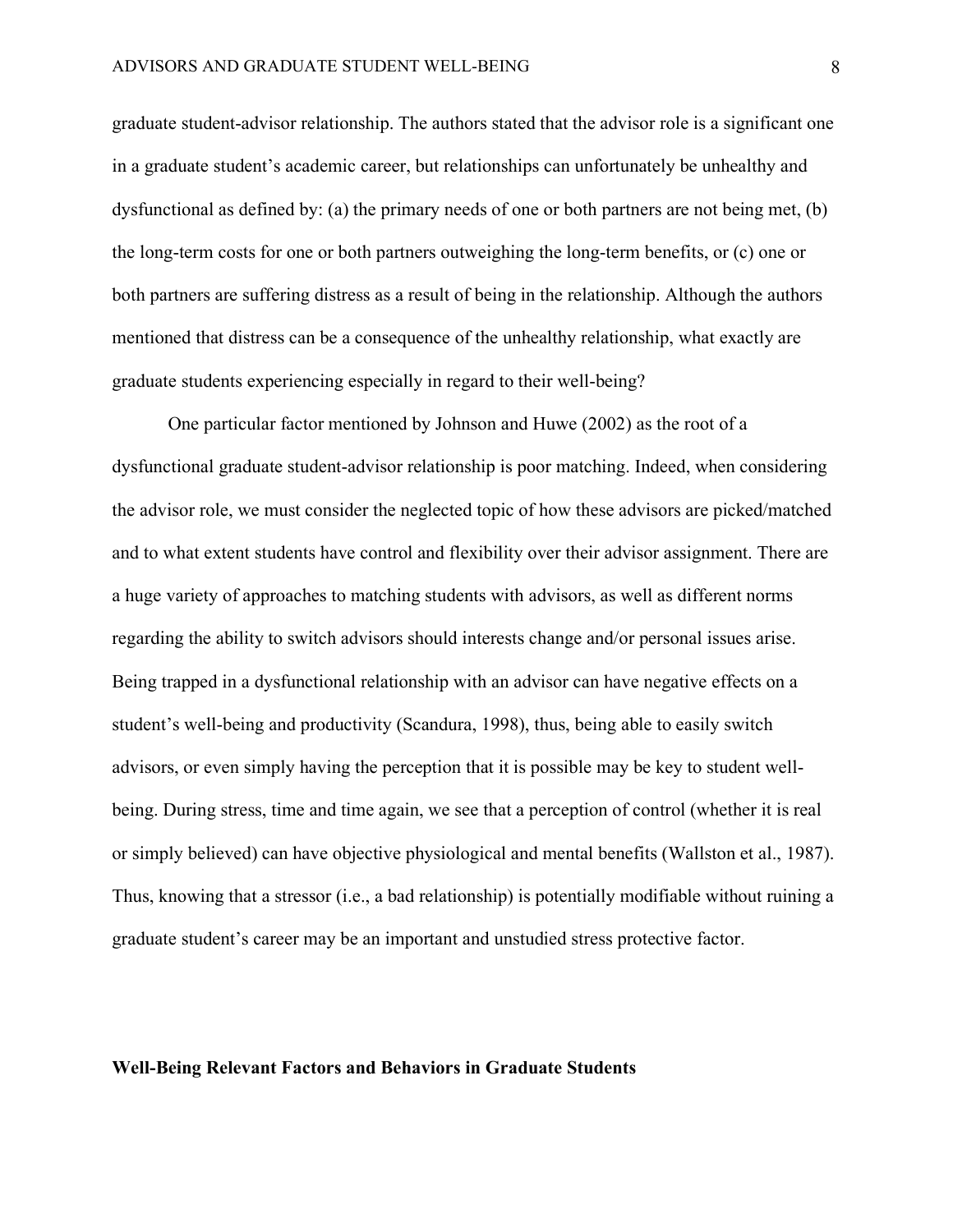graduate student-advisor relationship. The authors stated that the advisor role is a significant one in a graduate student's academic career, but relationships can unfortunately be unhealthy and dysfunctional as defined by: (a) the primary needs of one or both partners are not being met, (b) the long-term costs for one or both partners outweighing the long-term benefits, or (c) one or both partners are suffering distress as a result of being in the relationship. Although the authors mentioned that distress can be a consequence of the unhealthy relationship, what exactly are graduate students experiencing especially in regard to their well-being?

One particular factor mentioned by Johnson and Huwe (2002) as the root of a dysfunctional graduate student-advisor relationship is poor matching. Indeed, when considering the advisor role, we must consider the neglected topic of how these advisors are picked/matched and to what extent students have control and flexibility over their advisor assignment. There are a huge variety of approaches to matching students with advisors, as well as different norms regarding the ability to switch advisors should interests change and/or personal issues arise. Being trapped in a dysfunctional relationship with an advisor can have negative effects on a student's well-being and productivity (Scandura, 1998), thus, being able to easily switch advisors, or even simply having the perception that it is possible may be key to student well-being. During stress, time and time again, we see that a perception of control (whether it is real or simply believed) can have objective physiological and mental benefits (Wallston et al., 1987). Thus, knowing that a stressor (i.e., a bad relationship) is potentially modifiable without ruining a graduate student's career may be an important and unstudied stress protective factor.

## Well-Being Relevant Factors and Behaviors in Graduate Students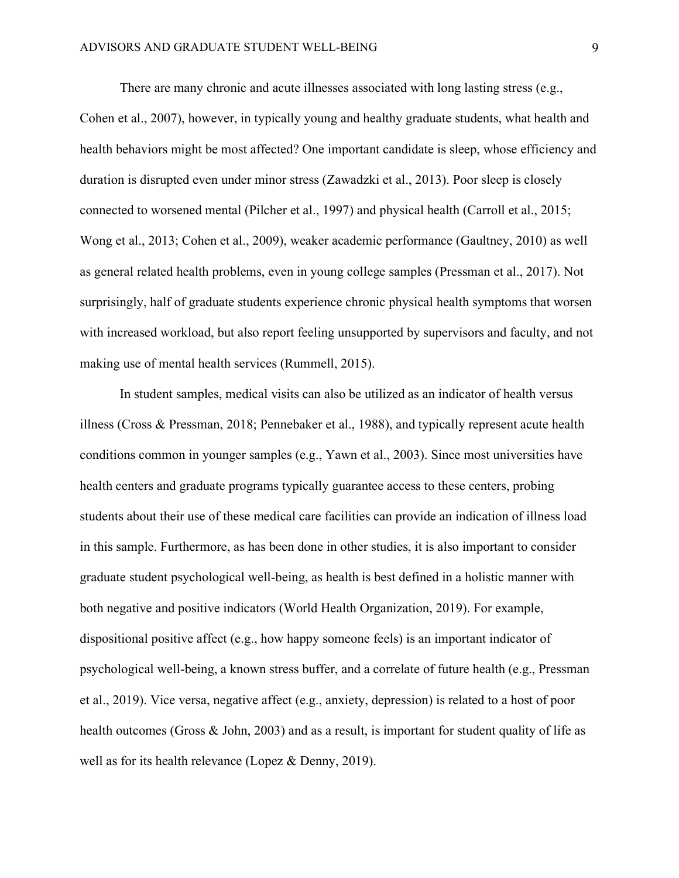There are many chronic and acute illnesses associated with long lasting stress (e.g., Cohen et al., 2007), however, in typically young and healthy graduate students, what health and health behaviors might be most affected? One important candidate is sleep, whose efficiency and duration is disrupted even under minor stress (Zawadzki et al., 2013). Poor sleep is closely connected to worsened mental (Pilcher et al., 1997) and physical health (Carroll et al., 2015; Wong et al., 2013; Cohen et al., 2009), weaker academic performance (Gaultney, 2010) as well as general related health problems, even in young college samples (Pressman et al., 2017). Not surprisingly, half of graduate students experience chronic physical health symptoms that worsen with increased workload, but also report feeling unsupported by supervisors and faculty, and not making use of mental health services (Rummell, 2015).

In student samples, medical visits can also be utilized as an indicator of health versus illness (Cross & Pressman, 2018; Pennebaker et al., 1988), and typically represent acute health conditions common in younger samples (e.g., Yawn et al., 2003). Since most universities have health centers and graduate programs typically guarantee access to these centers, probing students about their use of these medical care facilities can provide an indication of illness load in this sample. Furthermore, as has been done in other studies, it is also important to consider graduate student psychological well-being, as health is best defined in a holistic manner with both negative and positive indicators (World Health Organization, 2019). For example, dispositional positive affect (e.g., how happy someone feels) is an important indicator of psychological well-being, a known stress buffer, and a correlate of future health (e.g., Pressman et al., 2019). Vice versa, negative affect (e.g., anxiety, depression) is related to a host of poor health outcomes (Gross & John, 2003) and as a result, is important for student quality of life as well as for its health relevance (Lopez & Denny, 2019).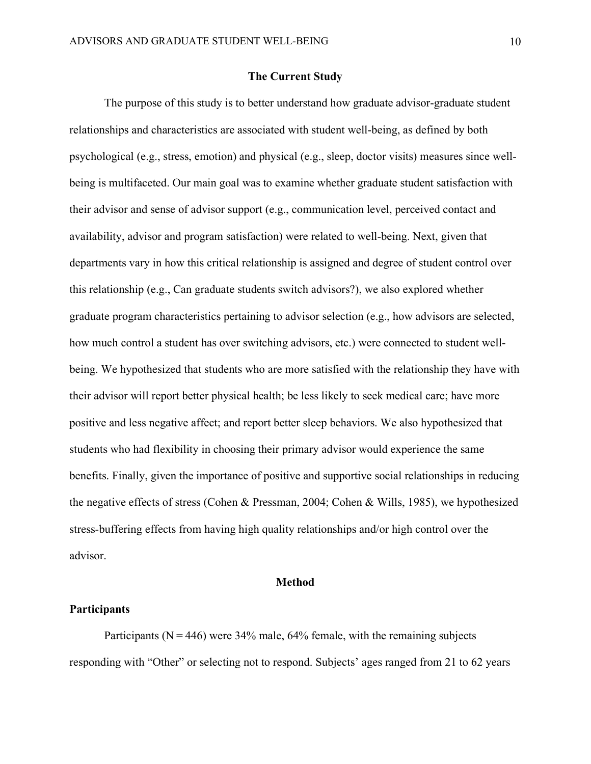## The Current Study

The purpose of this study is to better understand how graduate advisor-graduate student relationships and characteristics are associated with student well-being, as defined by both psychological (e.g., stress, emotion) and physical (e.g., sleep, doctor visits) measures since well-being is multifaceted. Our main goal was to examine whether graduate student satisfaction with their advisor and sense of advisor support (e.g., communication level, perceived contact and availability, advisor and program satisfaction) were related to well-being. Next, given that departments vary in how this critical relationship is assigned and degree of student control over this relationship (e.g., Can graduate students switch advisors?), we also explored whether graduate program characteristics pertaining to advisor selection (e.g., how advisors are selected, how much control a student has over switching advisors, etc.) were connected to student well-being. We hypothesized that students who are more satisfied with the relationship they have with their advisor will report better physical health; be less likely to seek medical care; have more positive and less negative affect; and report better sleep behaviors. We also hypothesized that students who had flexibility in choosing their primary advisor would experience the same benefits. Finally, given the importance of positive and supportive social relationships in reducing the negative effects of stress (Cohen & Pressman, 2004; Cohen & Wills, 1985), we hypothesized stress-buffering effects from having high quality relationships and/or high control over the advisor.

## Method

### Participants

Participants (N = 446) were 34% male, 64% female, with the remaining subjects responding with "Other" or selecting not to respond. Subjects' ages ranged from 21 to 62 years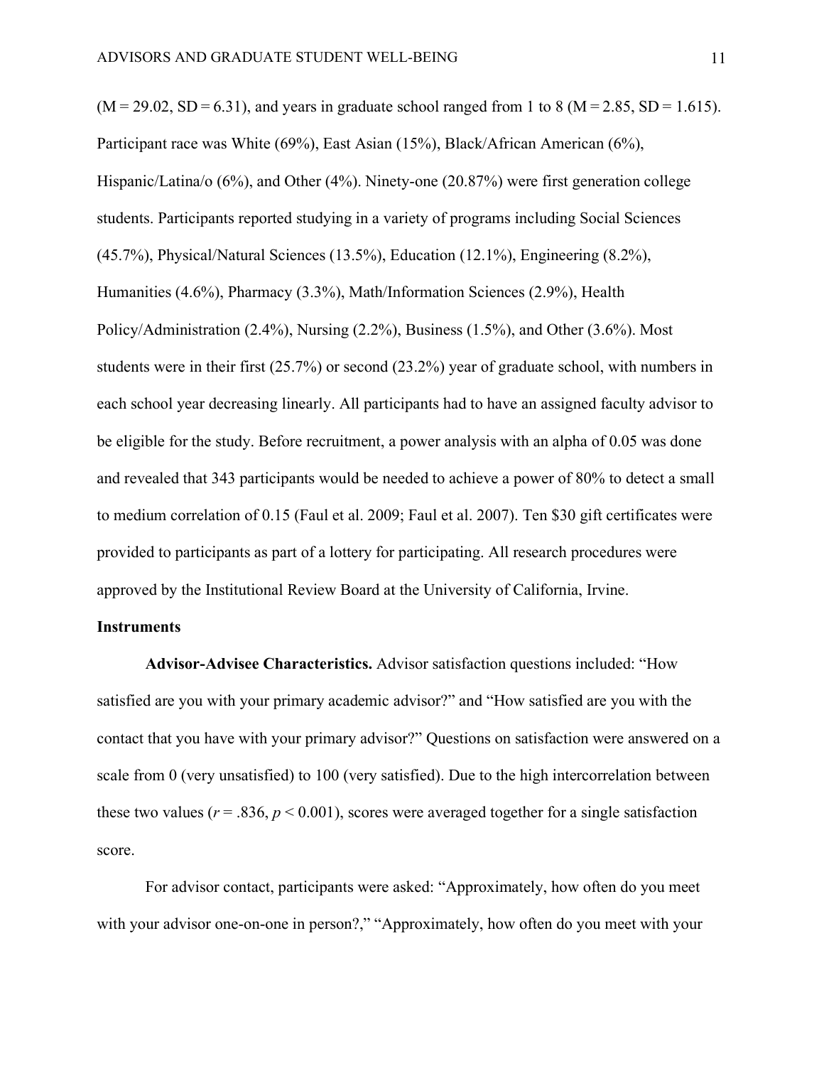($M = 29.02$, $SD = 6.31$), and years in graduate school ranged from 1 to 8 ($M = 2.85$, $SD = 1.615$). Participant race was White (69%), East Asian (15%), Black/African American (6%), Hispanic/Latina/o (6%), and Other (4%). Ninety-one (20.87%) were first generation college students. Participants reported studying in a variety of programs including Social Sciences (45.7%), Physical/Natural Sciences (13.5%), Education (12.1%), Engineering (8.2%), Humanities (4.6%), Pharmacy (3.3%), Math/Information Sciences (2.9%), Health Policy/Administration (2.4%), Nursing (2.2%), Business (1.5%), and Other (3.6%). Most students were in their first (25.7%) or second (23.2%) year of graduate school, with numbers in each school year decreasing linearly. All participants had to have an assigned faculty advisor to be eligible for the study. Before recruitment, a power analysis with an alpha of 0.05 was done and revealed that 343 participants would be needed to achieve a power of 80% to detect a small to medium correlation of 0.15 (Faul et al. 2009; Faul et al. 2007). Ten $30 gift certificates were provided to participants as part of a lottery for participating. All research procedures were approved by the Institutional Review Board at the University of California, Irvine.

## Instruments

**Advisor-Advisee Characteristics.** Advisor satisfaction questions included: "How satisfied are you with your primary academic advisor?" and "How satisfied are you with the contact that you have with your primary advisor?" Questions on satisfaction were answered on a scale from 0 (very unsatisfied) to 100 (very satisfied). Due to the high intercorrelation between these two values ($r = .836$, $p < 0.001$), scores were averaged together for a single satisfaction score.

For advisor contact, participants were asked: "Approximately, how often do you meet with your advisor one-on-one in person?," "Approximately, how often do you meet with your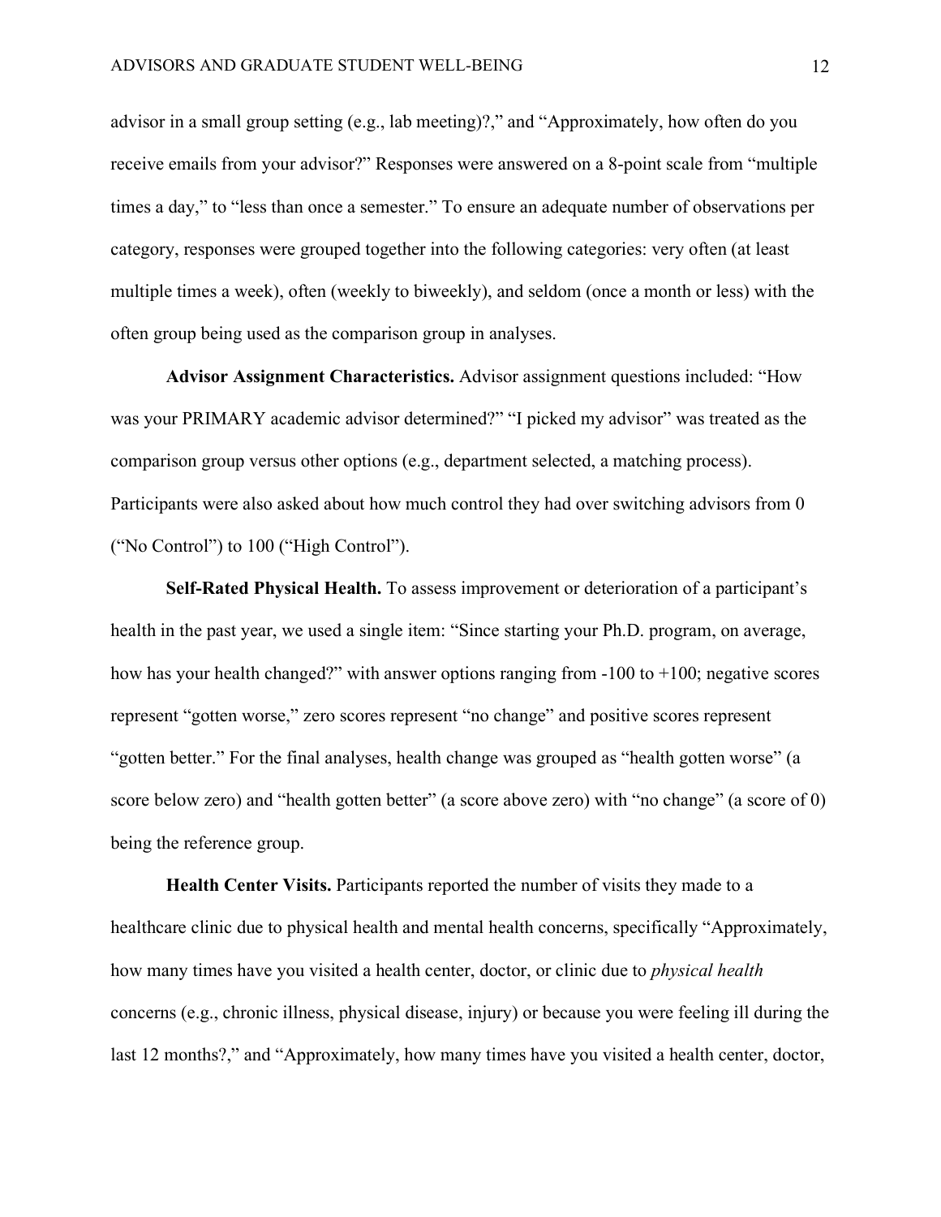advisor in a small group setting (e.g., lab meeting)?," and "Approximately, how often do you receive emails from your advisor?" Responses were answered on a 8-point scale from "multiple times a day," to "less than once a semester." To ensure an adequate number of observations per category, responses were grouped together into the following categories: very often (at least multiple times a week), often (weekly to biweekly), and seldom (once a month or less) with the often group being used as the comparison group in analyses.

**Advisor Assignment Characteristics.** Advisor assignment questions included: "How was your PRIMARY academic advisor determined?" "I picked my advisor" was treated as the comparison group versus other options (e.g., department selected, a matching process). Participants were also asked about how much control they had over switching advisors from 0 ("No Control") to 100 ("High Control").

**Self-Rated Physical Health.** To assess improvement or deterioration of a participant's health in the past year, we used a single item: "Since starting your Ph.D. program, on average, how has your health changed?" with answer options ranging from -100 to +100; negative scores represent "gotten worse," zero scores represent "no change" and positive scores represent "gotten better." For the final analyses, health change was grouped as "health gotten worse" (a score below zero) and "health gotten better" (a score above zero) with "no change" (a score of 0) being the reference group.

**Health Center Visits.** Participants reported the number of visits they made to a healthcare clinic due to physical health and mental health concerns, specifically "Approximately, how many times have you visited a health center, doctor, or clinic due to *physical health* concerns (e.g., chronic illness, physical disease, injury) or because you were feeling ill during the last 12 months?," and "Approximately, how many times have you visited a health center, doctor,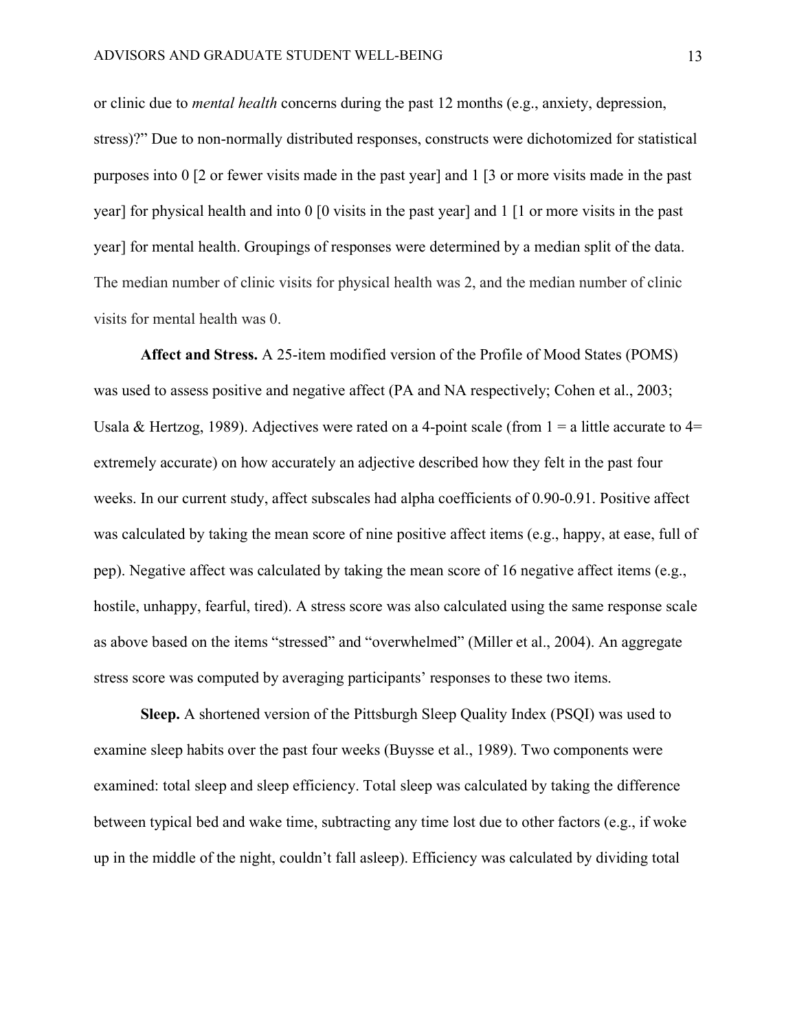or clinic due to *mental health* concerns during the past 12 months (e.g., anxiety, depression, stress)?" Due to non-normally distributed responses, constructs were dichotomized for statistical purposes into 0 [2 or fewer visits made in the past year] and 1 [3 or more visits made in the past year] for physical health and into 0 [0 visits in the past year] and 1 [1 or more visits in the past year] for mental health. Groupings of responses were determined by a median split of the data. The median number of clinic visits for physical health was 2, and the median number of clinic visits for mental health was 0.

**Affect and Stress.** A 25-item modified version of the Profile of Mood States (POMS) was used to assess positive and negative affect (PA and NA respectively; Cohen et al., 2003; Usala & Hertzog, 1989). Adjectives were rated on a 4-point scale (from 1 = a little accurate to 4= extremely accurate) on how accurately an adjective described how they felt in the past four weeks. In our current study, affect subscales had alpha coefficients of 0.90-0.91. Positive affect was calculated by taking the mean score of nine positive affect items (e.g., happy, at ease, full of pep). Negative affect was calculated by taking the mean score of 16 negative affect items (e.g., hostile, unhappy, fearful, tired). A stress score was also calculated using the same response scale as above based on the items "stressed" and "overwhelmed" (Miller et al., 2004). An aggregate stress score was computed by averaging participants' responses to these two items.

**Sleep.** A shortened version of the Pittsburgh Sleep Quality Index (PSQI) was used to examine sleep habits over the past four weeks (Buysse et al., 1989). Two components were examined: total sleep and sleep efficiency. Total sleep was calculated by taking the difference between typical bed and wake time, subtracting any time lost due to other factors (e.g., if woke up in the middle of the night, couldn't fall asleep). Efficiency was calculated by dividing total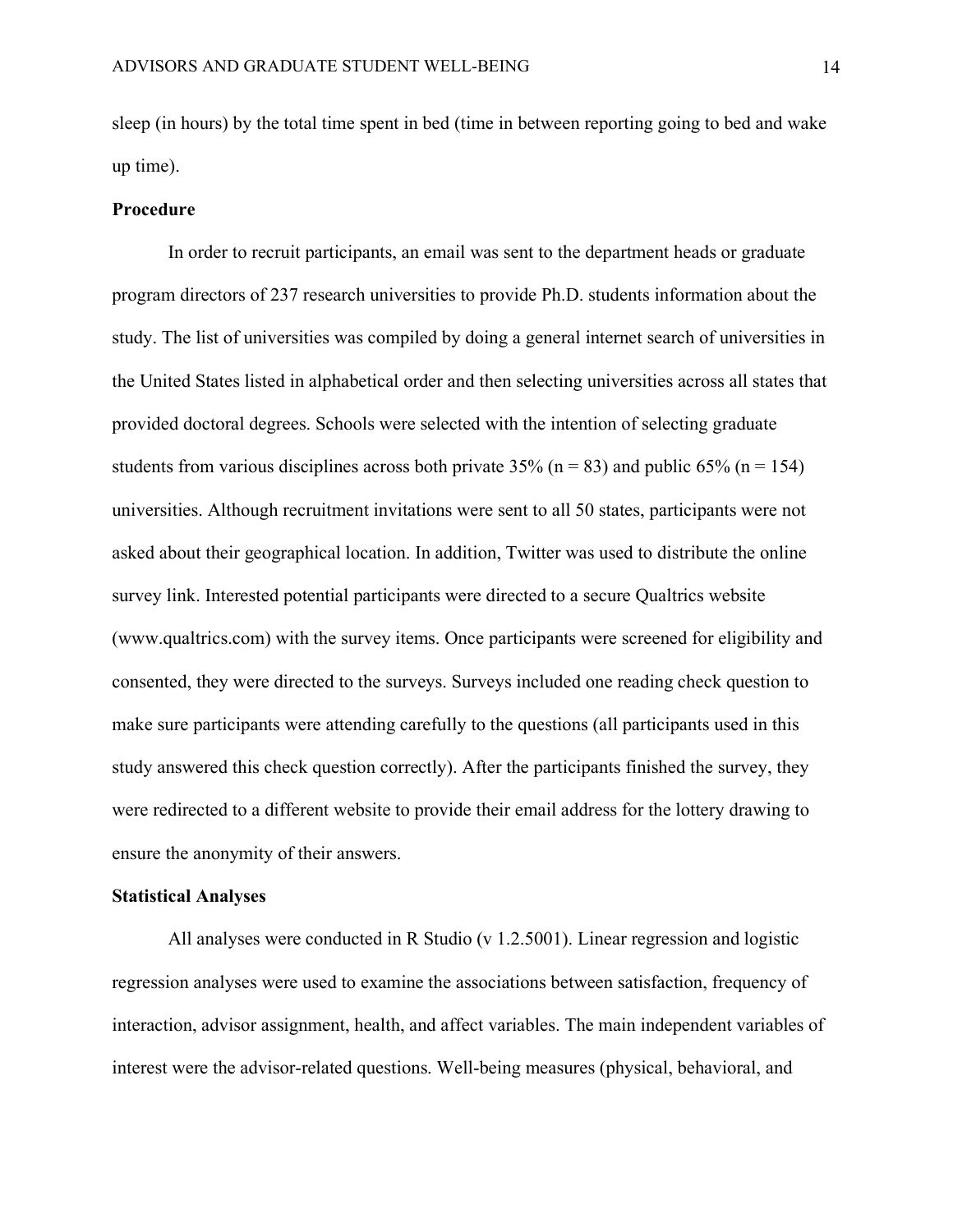sleep (in hours) by the total time spent in bed (time in between reporting going to bed and wake up time).

## Procedure

In order to recruit participants, an email was sent to the department heads or graduate program directors of 237 research universities to provide Ph.D. students information about the study. The list of universities was compiled by doing a general internet search of universities in the United States listed in alphabetical order and then selecting universities across all states that provided doctoral degrees. Schools were selected with the intention of selecting graduate students from various disciplines across both private 35% ($n = 83$) and public 65% ($n = 154$) universities. Although recruitment invitations were sent to all 50 states, participants were not asked about their geographical location. In addition, Twitter was used to distribute the online survey link. Interested potential participants were directed to a secure Qualtrics website (www.qualtrics.com) with the survey items. Once participants were screened for eligibility and consented, they were directed to the surveys. Surveys included one reading check question to make sure participants were attending carefully to the questions (all participants used in this study answered this check question correctly). After the participants finished the survey, they were redirected to a different website to provide their email address for the lottery drawing to ensure the anonymity of their answers.

## Statistical Analyses

All analyses were conducted in R Studio (v 1.2.5001). Linear regression and logistic regression analyses were used to examine the associations between satisfaction, frequency of interaction, advisor assignment, health, and affect variables. The main independent variables of interest were the advisor-related questions. Well-being measures (physical, behavioral, and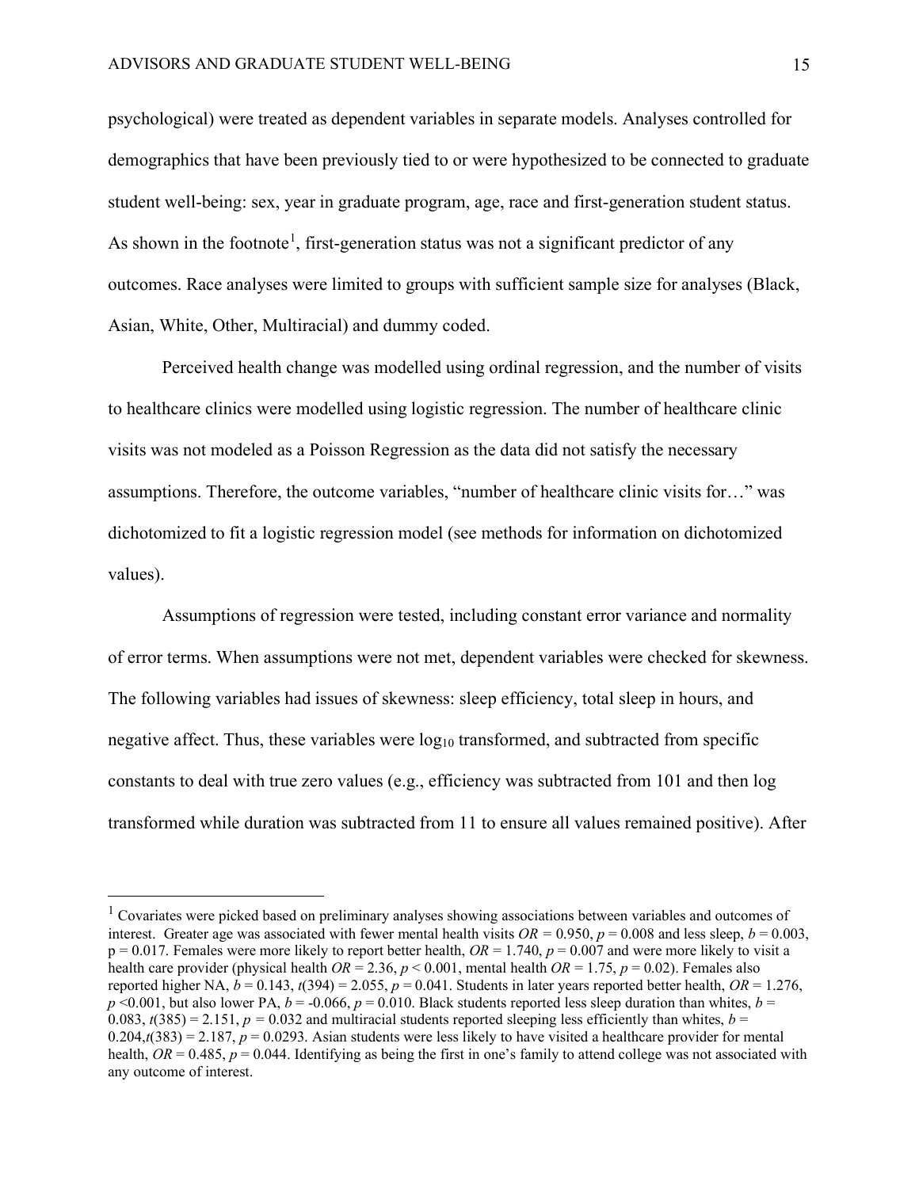psychological) were treated as dependent variables in separate models. Analyses controlled for demographics that have been previously tied to or were hypothesized to be connected to graduate student well-being: sex, year in graduate program, age, race and first-generation student status. As shown in the footnote[1], first-generation status was not a significant predictor of any outcomes. Race analyses were limited to groups with sufficient sample size for analyses (Black, Asian, White, Other, Multiracial) and dummy coded.

Perceived health change was modelled using ordinal regression, and the number of visits to healthcare clinics were modelled using logistic regression. The number of healthcare clinic visits was not modeled as a Poisson Regression as the data did not satisfy the necessary assumptions. Therefore, the outcome variables, "number of healthcare clinic visits for…" was dichotomized to fit a logistic regression model (see methods for information on dichotomized values).

Assumptions of regression were tested, including constant error variance and normality of error terms. When assumptions were not met, dependent variables were checked for skewness. The following variables had issues of skewness: sleep efficiency, total sleep in hours, and negative affect. Thus, these variables were $\log_{10}$ transformed, and subtracted from specific constants to deal with true zero values (e.g., efficiency was subtracted from 101 and then log transformed while duration was subtracted from 11 to ensure all values remained positive). After

---

[1] Covariates were picked based on preliminary analyses showing associations between variables and outcomes of interest. Greater age was associated with fewer mental health visits $OR = 0.950$, $p = 0.008$ and less sleep, $b = 0.003$, $p = 0.017$. Females were more likely to report better health, $OR = 1.740$, $p = 0.007$ and were more likely to visit a health care provider (physical health $OR = 2.36$, $p < 0.001$, mental health $OR = 1.75$, $p = 0.02$). Females also reported higher NA, $b = 0.143$, $t(394) = 2.055$, $p = 0.041$. Students in later years reported better health, $OR = 1.276$, $p < 0.001$, but also lower PA, $b = -0.066$, $p = 0.010$. Black students reported less sleep duration than whites, $b = 0.083$, $t(385) = 2.151$, $p = 0.032$ and multiracial students reported sleeping less efficiently than whites, $b = 0.204$, $t(383) = 2.187$, $p = 0.0293$. Asian students were less likely to have visited a healthcare provider for mental health, $OR = 0.485$, $p = 0.044$. Identifying as being the first in one's family to attend college was not associated with any outcome of interest.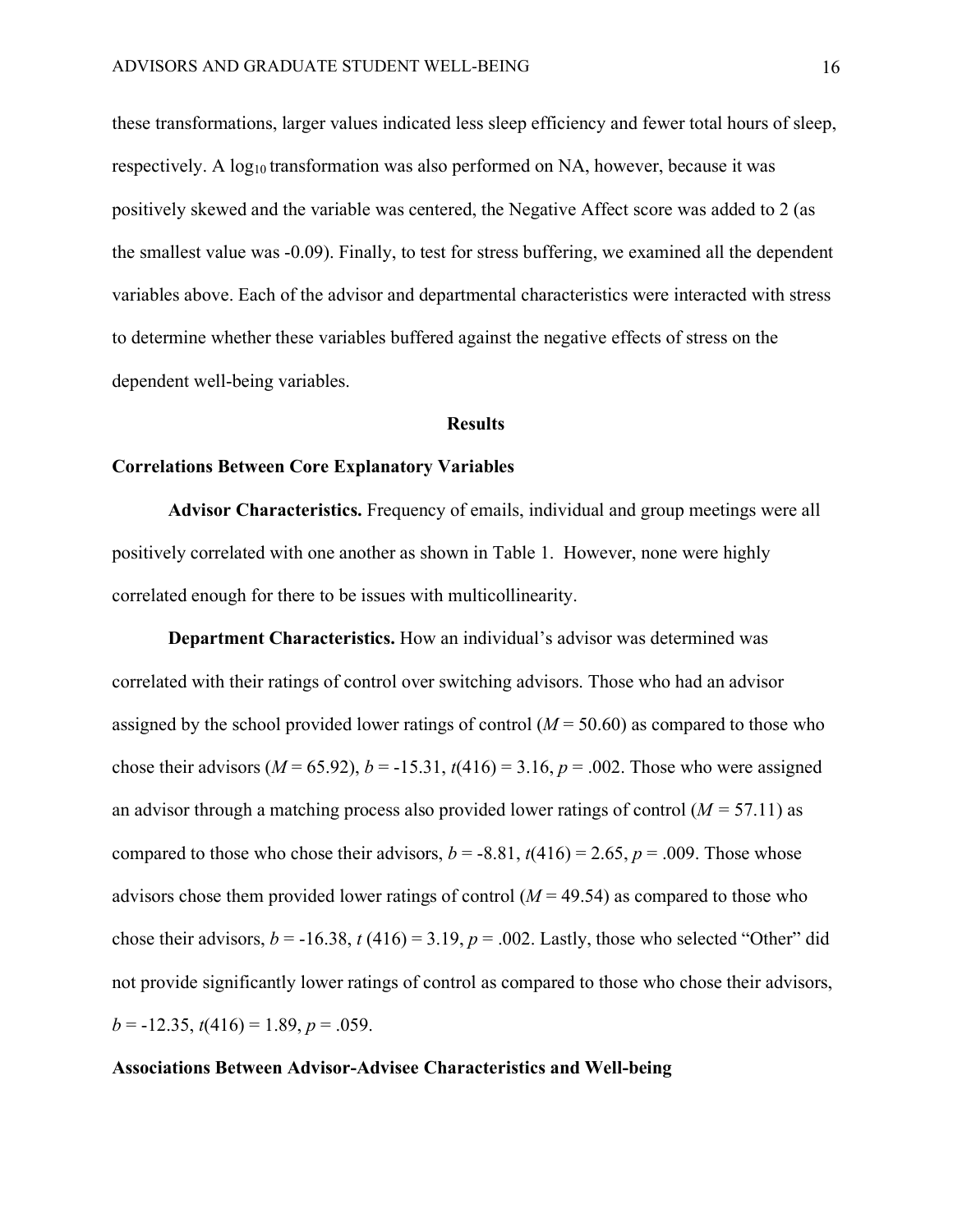these transformations, larger values indicated less sleep efficiency and fewer total hours of sleep, respectively. A $\log_{10}$ transformation was also performed on NA, however, because it was positively skewed and the variable was centered, the Negative Affect score was added to 2 (as the smallest value was -0.09). Finally, to test for stress buffering, we examined all the dependent variables above. Each of the advisor and departmental characteristics were interacted with stress to determine whether these variables buffered against the negative effects of stress on the dependent well-being variables.

## Results

### Correlations Between Core Explanatory Variables

**Advisor Characteristics.** Frequency of emails, individual and group meetings were all positively correlated with one another as shown in Table 1. However, none were highly correlated enough for there to be issues with multicollinearity.

**Department Characteristics.** How an individual's advisor was determined was correlated with their ratings of control over switching advisors. Those who had an advisor assigned by the school provided lower ratings of control ($M = 50.60$) as compared to those who chose their advisors ($M = 65.92$), $b = -15.31$, $t(416) = 3.16$, $p = .002$. Those who were assigned an advisor through a matching process also provided lower ratings of control ($M = 57.11$) as compared to those who chose their advisors, $b = -8.81$, $t(416) = 2.65$, $p = .009$. Those whose advisors chose them provided lower ratings of control ($M = 49.54$) as compared to those who chose their advisors, $b = -16.38$, $t\,(416) = 3.19$, $p = .002$. Lastly, those who selected "Other" did not provide significantly lower ratings of control as compared to those who chose their advisors, $b = -12.35$, $t(416) = 1.89$, $p = .059$.

### Associations Between Advisor-Advisee Characteristics and Well-being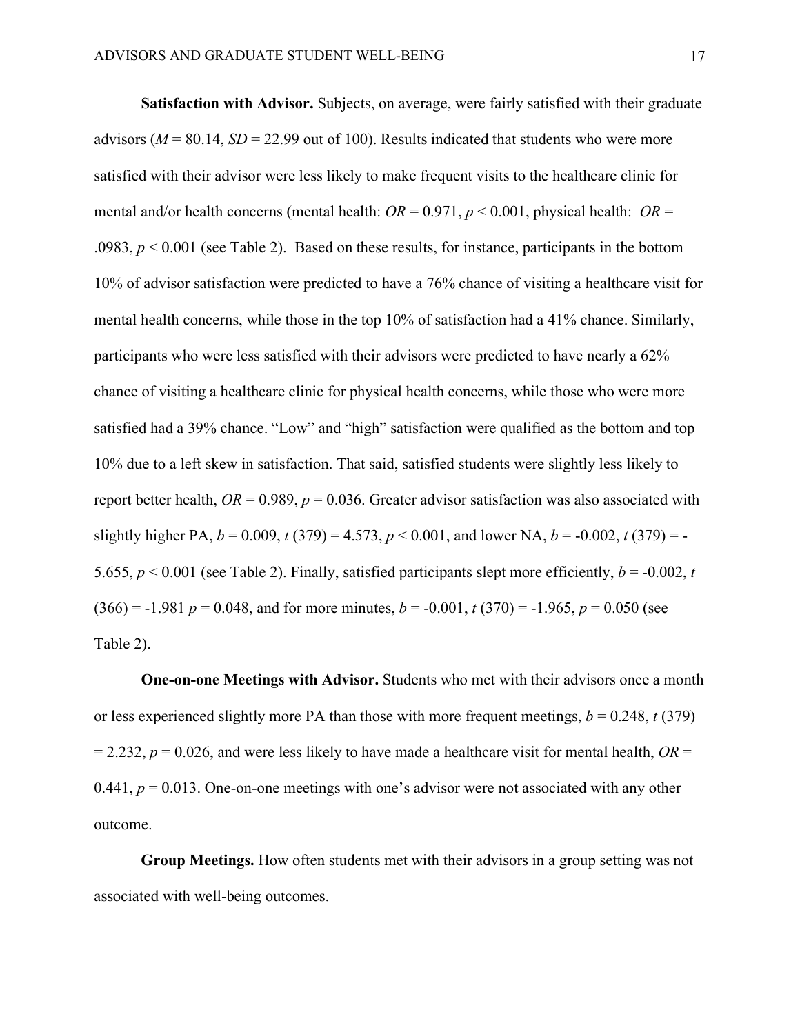**Satisfaction with Advisor.** Subjects, on average, were fairly satisfied with their graduate advisors ($M = 80.14$, $SD = 22.99$ out of 100). Results indicated that students who were more satisfied with their advisor were less likely to make frequent visits to the healthcare clinic for mental and/or health concerns (mental health: $OR = 0.971$, $p < 0.001$, physical health: $OR = .0983$, $p < 0.001$ (see Table 2). Based on these results, for instance, participants in the bottom 10% of advisor satisfaction were predicted to have a 76% chance of visiting a healthcare visit for mental health concerns, while those in the top 10% of satisfaction had a 41% chance. Similarly, participants who were less satisfied with their advisors were predicted to have nearly a 62% chance of visiting a healthcare clinic for physical health concerns, while those who were more satisfied had a 39% chance. "Low" and "high" satisfaction were qualified as the bottom and top 10% due to a left skew in satisfaction. That said, satisfied students were slightly less likely to report better health, $OR = 0.989$, $p = 0.036$. Greater advisor satisfaction was also associated with slightly higher PA, $b = 0.009$, $t\ (379) = 4.573$, $p < 0.001$, and lower NA, $b = -0.002$, $t\ (379) = -5.655$, $p < 0.001$ (see Table 2). Finally, satisfied participants slept more efficiently, $b = -0.002$, $t\ (366) = -1.981$ $p = 0.048$, and for more minutes, $b = -0.001$, $t\ (370) = -1.965$, $p = 0.050$ (see Table 2).

**One-on-one Meetings with Advisor.** Students who met with their advisors once a month or less experienced slightly more PA than those with more frequent meetings, $b = 0.248$, $t\ (379) = 2.232$, $p = 0.026$, and were less likely to have made a healthcare visit for mental health, $OR = 0.441$, $p = 0.013$. One-on-one meetings with one's advisor were not associated with any other outcome.

**Group Meetings.** How often students met with their advisors in a group setting was not associated with well-being outcomes.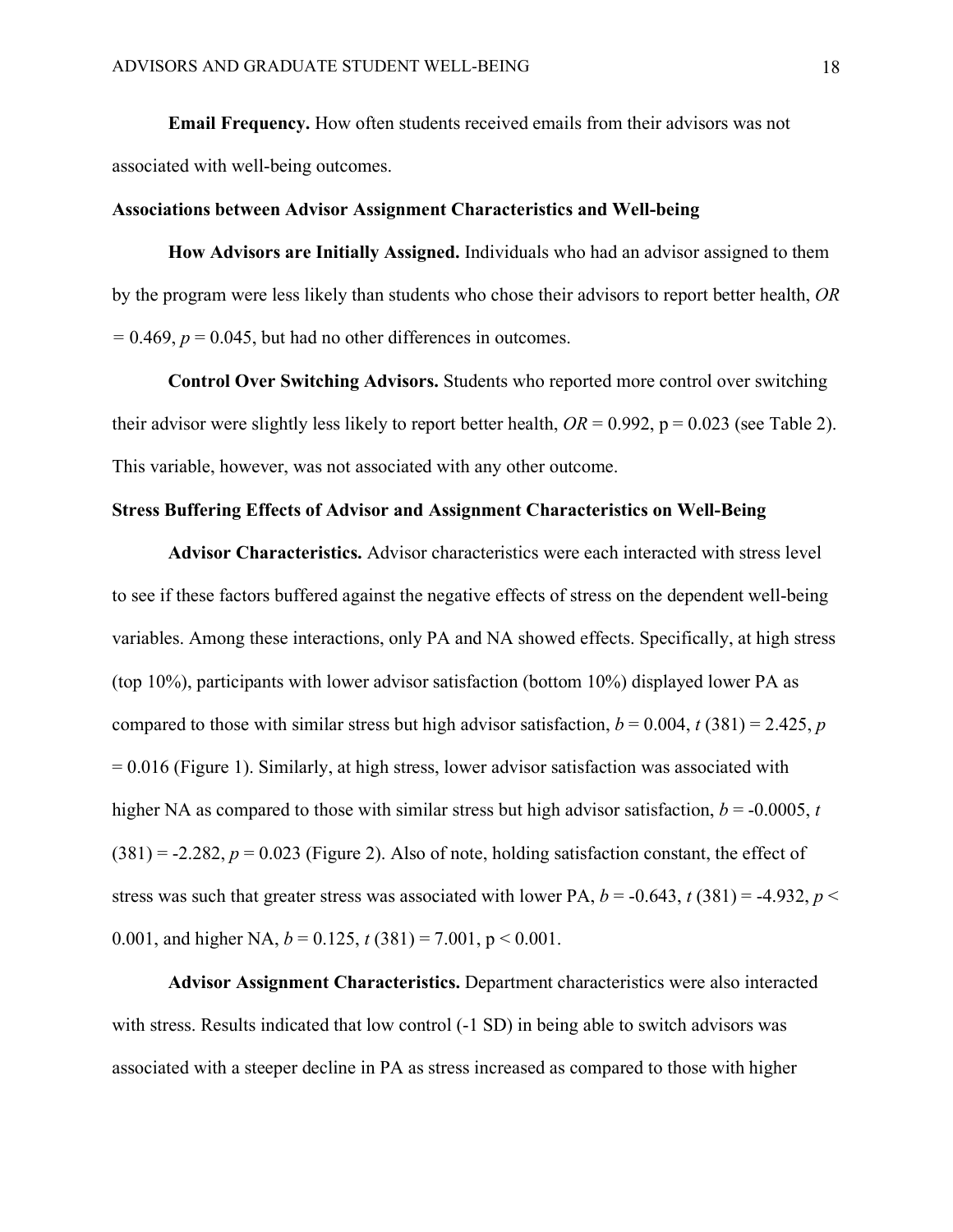**Email Frequency.** How often students received emails from their advisors was not associated with well-being outcomes.

### Associations between Advisor Assignment Characteristics and Well-being

**How Advisors are Initially Assigned.** Individuals who had an advisor assigned to them by the program were less likely than students who chose their advisors to report better health, $OR = 0.469$, $p = 0.045$, but had no other differences in outcomes.

**Control Over Switching Advisors.** Students who reported more control over switching their advisor were slightly less likely to report better health, $OR = 0.992$, $p = 0.023$ (see Table 2). This variable, however, was not associated with any other outcome.

### Stress Buffering Effects of Advisor and Assignment Characteristics on Well-Being

**Advisor Characteristics.** Advisor characteristics were each interacted with stress level to see if these factors buffered against the negative effects of stress on the dependent well-being variables. Among these interactions, only PA and NA showed effects. Specifically, at high stress (top 10%), participants with lower advisor satisfaction (bottom 10%) displayed lower PA as compared to those with similar stress but high advisor satisfaction, $b = 0.004$, $t(381) = 2.425$, $p = 0.016$ (Figure 1). Similarly, at high stress, lower advisor satisfaction was associated with higher NA as compared to those with similar stress but high advisor satisfaction, $b = -0.0005$, $t(381) = -2.282$, $p = 0.023$ (Figure 2). Also of note, holding satisfaction constant, the effect of stress was such that greater stress was associated with lower PA, $b = -0.643$, $t(381) = -4.932$, $p < 0.001$, and higher NA, $b = 0.125$, $t(381) = 7.001$, $p < 0.001$.

**Advisor Assignment Characteristics.** Department characteristics were also interacted with stress. Results indicated that low control (-1 SD) in being able to switch advisors was associated with a steeper decline in PA as stress increased as compared to those with higher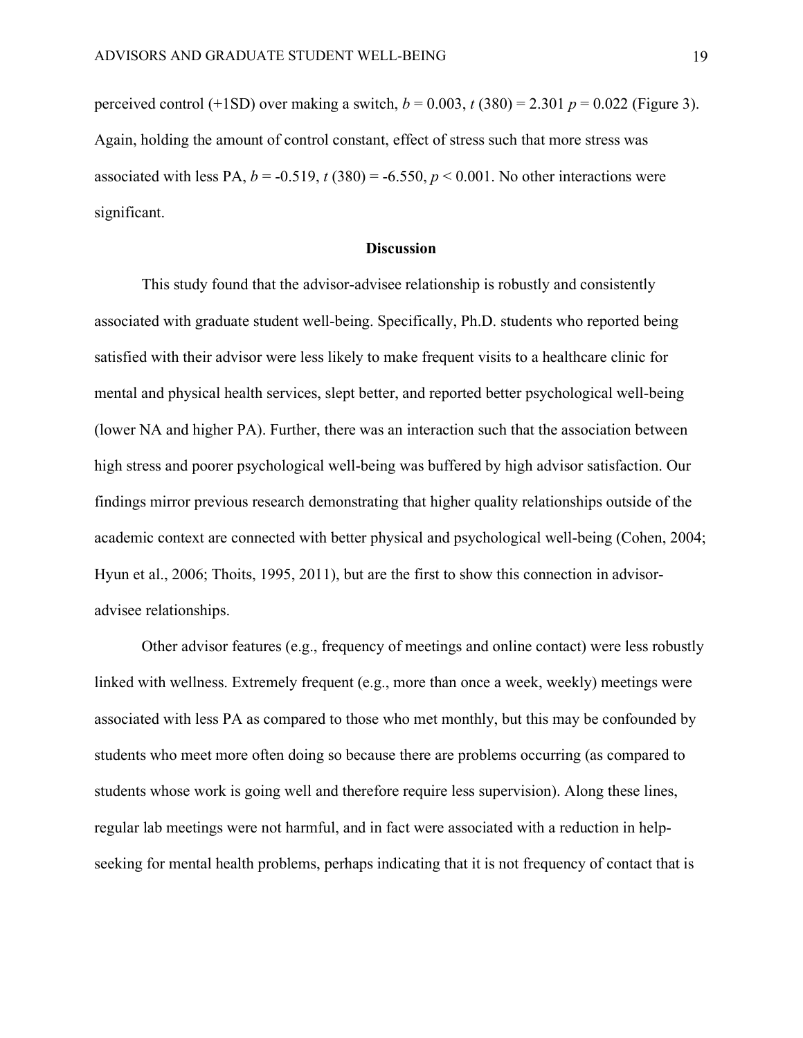perceived control (+1SD) over making a switch, $b = 0.003$, $t(380) = 2.301$ $p = 0.022$ (Figure 3). Again, holding the amount of control constant, effect of stress such that more stress was associated with less PA, $b = -0.519$, $t(380) = -6.550$, $p < 0.001$. No other interactions were significant.

## Discussion

This study found that the advisor-advisee relationship is robustly and consistently associated with graduate student well-being. Specifically, Ph.D. students who reported being satisfied with their advisor were less likely to make frequent visits to a healthcare clinic for mental and physical health services, slept better, and reported better psychological well-being (lower NA and higher PA). Further, there was an interaction such that the association between high stress and poorer psychological well-being was buffered by high advisor satisfaction. Our findings mirror previous research demonstrating that higher quality relationships outside of the academic context are connected with better physical and psychological well-being (Cohen, 2004; Hyun et al., 2006; Thoits, 1995, 2011), but are the first to show this connection in advisor-advisee relationships.

Other advisor features (e.g., frequency of meetings and online contact) were less robustly linked with wellness. Extremely frequent (e.g., more than once a week, weekly) meetings were associated with less PA as compared to those who met monthly, but this may be confounded by students who meet more often doing so because there are problems occurring (as compared to students whose work is going well and therefore require less supervision). Along these lines, regular lab meetings were not harmful, and in fact were associated with a reduction in help-seeking for mental health problems, perhaps indicating that it is not frequency of contact that is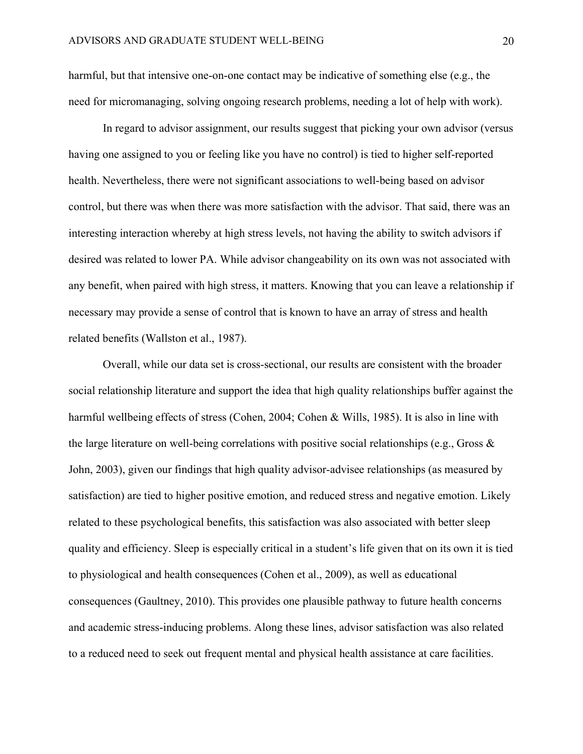harmful, but that intensive one-on-one contact may be indicative of something else (e.g., the need for micromanaging, solving ongoing research problems, needing a lot of help with work).

In regard to advisor assignment, our results suggest that picking your own advisor (versus having one assigned to you or feeling like you have no control) is tied to higher self-reported health. Nevertheless, there were not significant associations to well-being based on advisor control, but there was when there was more satisfaction with the advisor. That said, there was an interesting interaction whereby at high stress levels, not having the ability to switch advisors if desired was related to lower PA. While advisor changeability on its own was not associated with any benefit, when paired with high stress, it matters. Knowing that you can leave a relationship if necessary may provide a sense of control that is known to have an array of stress and health related benefits (Wallston et al., 1987).

Overall, while our data set is cross-sectional, our results are consistent with the broader social relationship literature and support the idea that high quality relationships buffer against the harmful wellbeing effects of stress (Cohen, 2004; Cohen & Wills, 1985). It is also in line with the large literature on well-being correlations with positive social relationships (e.g., Gross & John, 2003), given our findings that high quality advisor-advisee relationships (as measured by satisfaction) are tied to higher positive emotion, and reduced stress and negative emotion. Likely related to these psychological benefits, this satisfaction was also associated with better sleep quality and efficiency. Sleep is especially critical in a student's life given that on its own it is tied to physiological and health consequences (Cohen et al., 2009), as well as educational consequences (Gaultney, 2010). This provides one plausible pathway to future health concerns and academic stress-inducing problems. Along these lines, advisor satisfaction was also related to a reduced need to seek out frequent mental and physical health assistance at care facilities.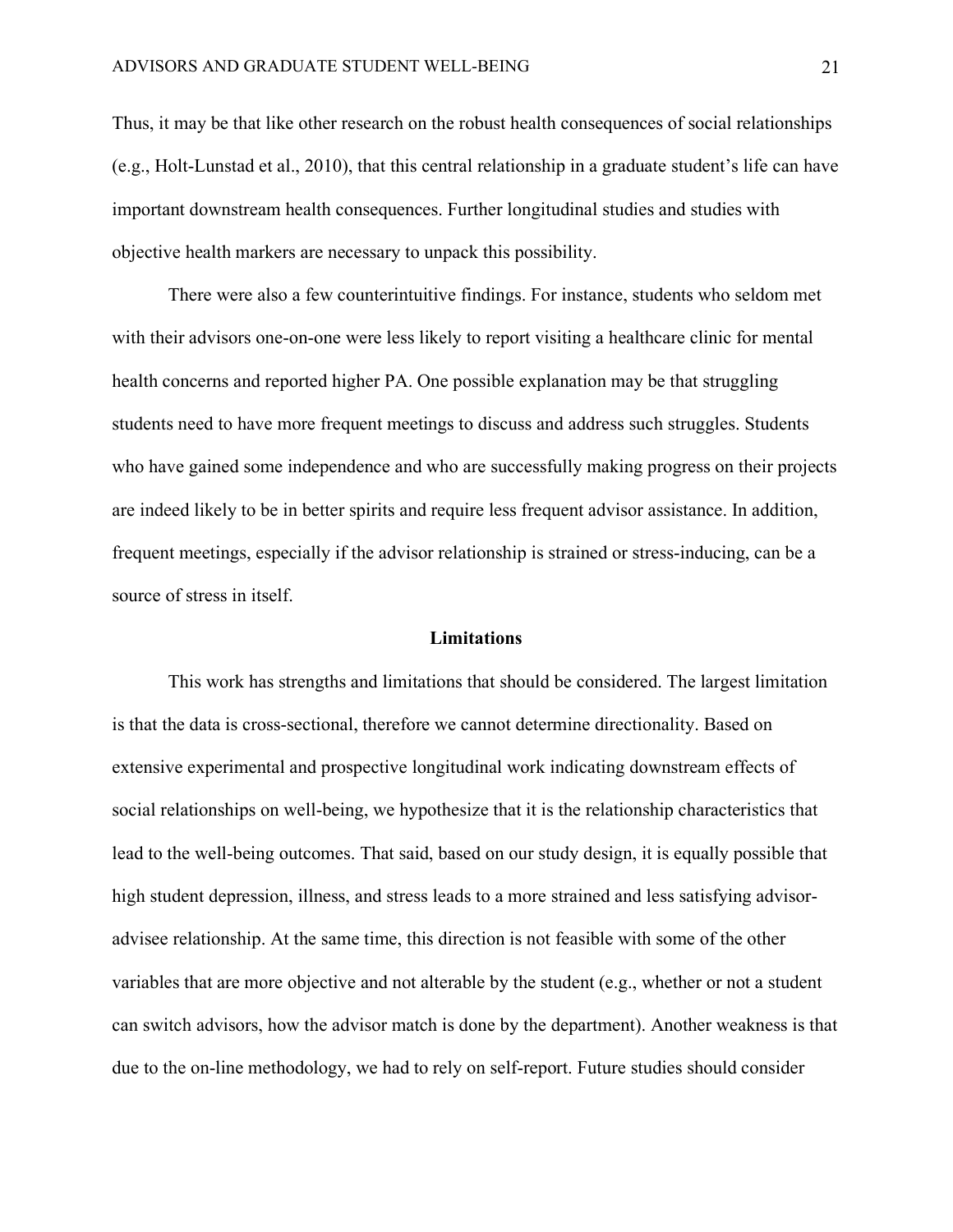Thus, it may be that like other research on the robust health consequences of social relationships (e.g., Holt-Lunstad et al., 2010), that this central relationship in a graduate student's life can have important downstream health consequences. Further longitudinal studies and studies with objective health markers are necessary to unpack this possibility.

There were also a few counterintuitive findings. For instance, students who seldom met with their advisors one-on-one were less likely to report visiting a healthcare clinic for mental health concerns and reported higher PA. One possible explanation may be that struggling students need to have more frequent meetings to discuss and address such struggles. Students who have gained some independence and who are successfully making progress on their projects are indeed likely to be in better spirits and require less frequent advisor assistance. In addition, frequent meetings, especially if the advisor relationship is strained or stress-inducing, can be a source of stress in itself.

## Limitations

This work has strengths and limitations that should be considered. The largest limitation is that the data is cross-sectional, therefore we cannot determine directionality. Based on extensive experimental and prospective longitudinal work indicating downstream effects of social relationships on well-being, we hypothesize that it is the relationship characteristics that lead to the well-being outcomes. That said, based on our study design, it is equally possible that high student depression, illness, and stress leads to a more strained and less satisfying advisor-advisee relationship. At the same time, this direction is not feasible with some of the other variables that are more objective and not alterable by the student (e.g., whether or not a student can switch advisors, how the advisor match is done by the department). Another weakness is that due to the on-line methodology, we had to rely on self-report. Future studies should consider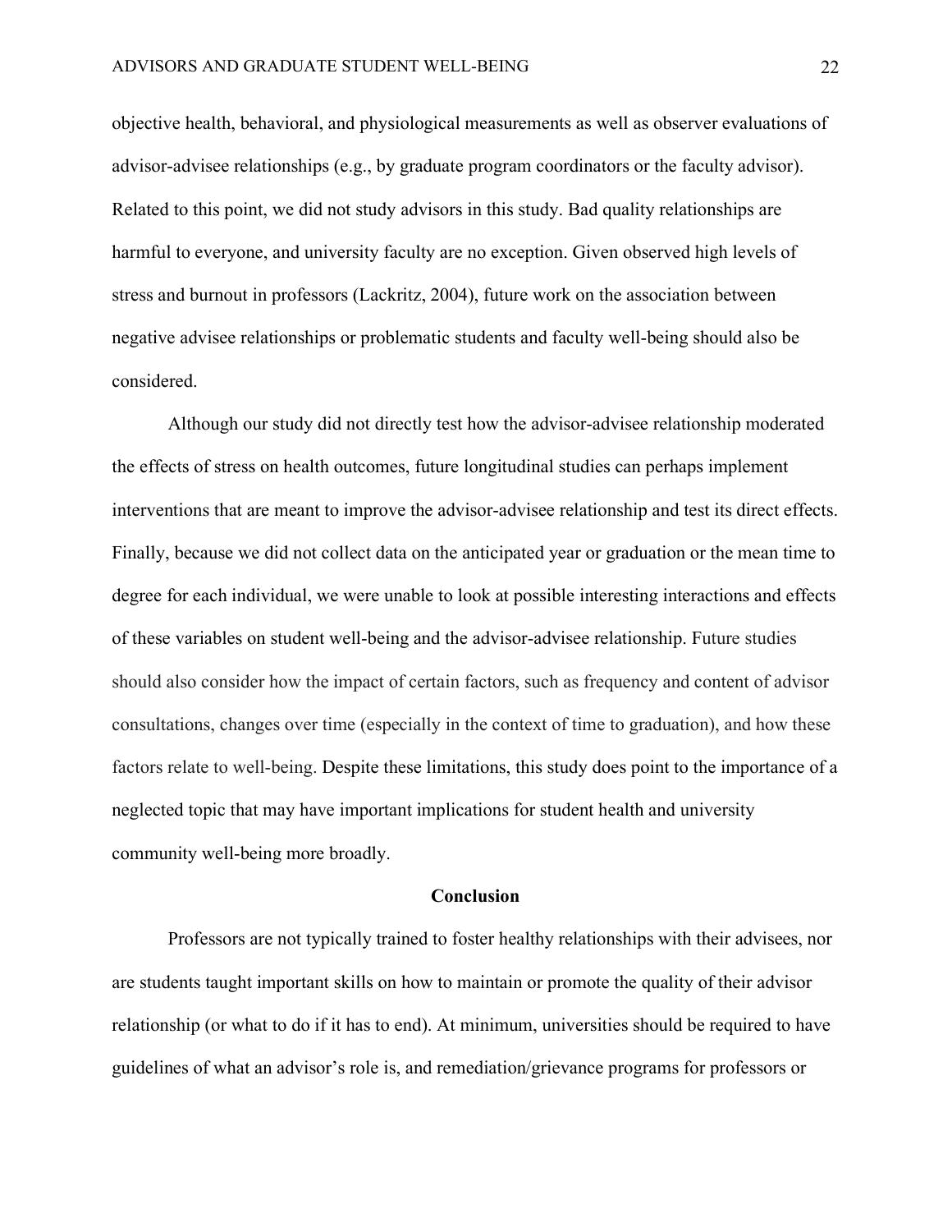objective health, behavioral, and physiological measurements as well as observer evaluations of advisor-advisee relationships (e.g., by graduate program coordinators or the faculty advisor). Related to this point, we did not study advisors in this study. Bad quality relationships are harmful to everyone, and university faculty are no exception. Given observed high levels of stress and burnout in professors (Lackritz, 2004), future work on the association between negative advisee relationships or problematic students and faculty well-being should also be considered.

Although our study did not directly test how the advisor-advisee relationship moderated the effects of stress on health outcomes, future longitudinal studies can perhaps implement interventions that are meant to improve the advisor-advisee relationship and test its direct effects. Finally, because we did not collect data on the anticipated year or graduation or the mean time to degree for each individual, we were unable to look at possible interesting interactions and effects of these variables on student well-being and the advisor-advisee relationship. Future studies should also consider how the impact of certain factors, such as frequency and content of advisor consultations, changes over time (especially in the context of time to graduation), and how these factors relate to well-being. Despite these limitations, this study does point to the importance of a neglected topic that may have important implications for student health and university community well-being more broadly.

## Conclusion

Professors are not typically trained to foster healthy relationships with their advisees, nor are students taught important skills on how to maintain or promote the quality of their advisor relationship (or what to do if it has to end). At minimum, universities should be required to have guidelines of what an advisor's role is, and remediation/grievance programs for professors or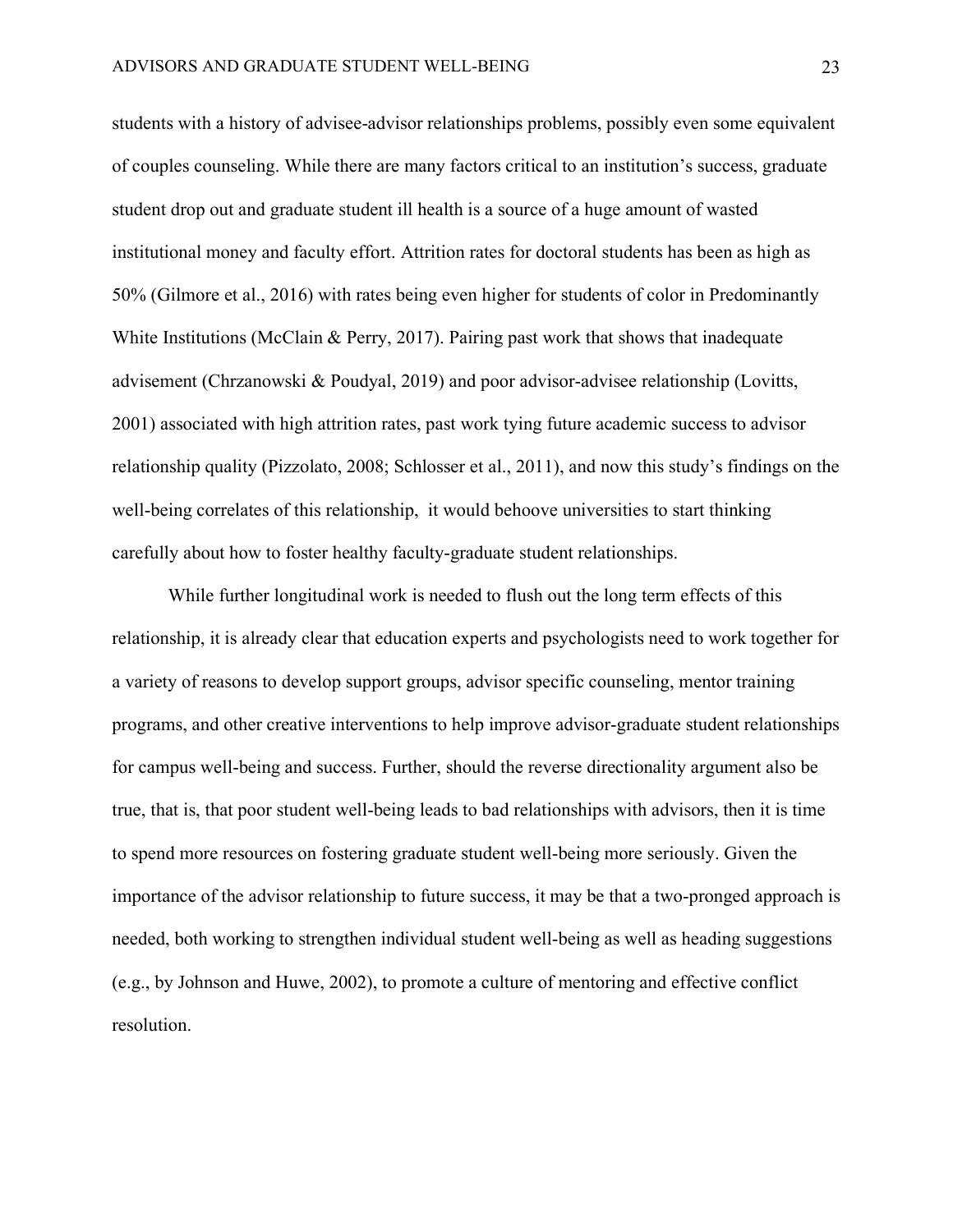students with a history of advisee-advisor relationships problems, possibly even some equivalent of couples counseling. While there are many factors critical to an institution's success, graduate student drop out and graduate student ill health is a source of a huge amount of wasted institutional money and faculty effort. Attrition rates for doctoral students has been as high as 50% (Gilmore et al., 2016) with rates being even higher for students of color in Predominantly White Institutions (McClain & Perry, 2017). Pairing past work that shows that inadequate advisement (Chrzanowski & Poudyal, 2019) and poor advisor-advisee relationship (Lovitts, 2001) associated with high attrition rates, past work tying future academic success to advisor relationship quality (Pizzolato, 2008; Schlosser et al., 2011), and now this study's findings on the well-being correlates of this relationship,  it would behoove universities to start thinking carefully about how to foster healthy faculty-graduate student relationships.

While further longitudinal work is needed to flush out the long term effects of this relationship, it is already clear that education experts and psychologists need to work together for a variety of reasons to develop support groups, advisor specific counseling, mentor training programs, and other creative interventions to help improve advisor-graduate student relationships for campus well-being and success. Further, should the reverse directionality argument also be true, that is, that poor student well-being leads to bad relationships with advisors, then it is time to spend more resources on fostering graduate student well-being more seriously. Given the importance of the advisor relationship to future success, it may be that a two-pronged approach is needed, both working to strengthen individual student well-being as well as heading suggestions (e.g., by Johnson and Huwe, 2002), to promote a culture of mentoring and effective conflict resolution.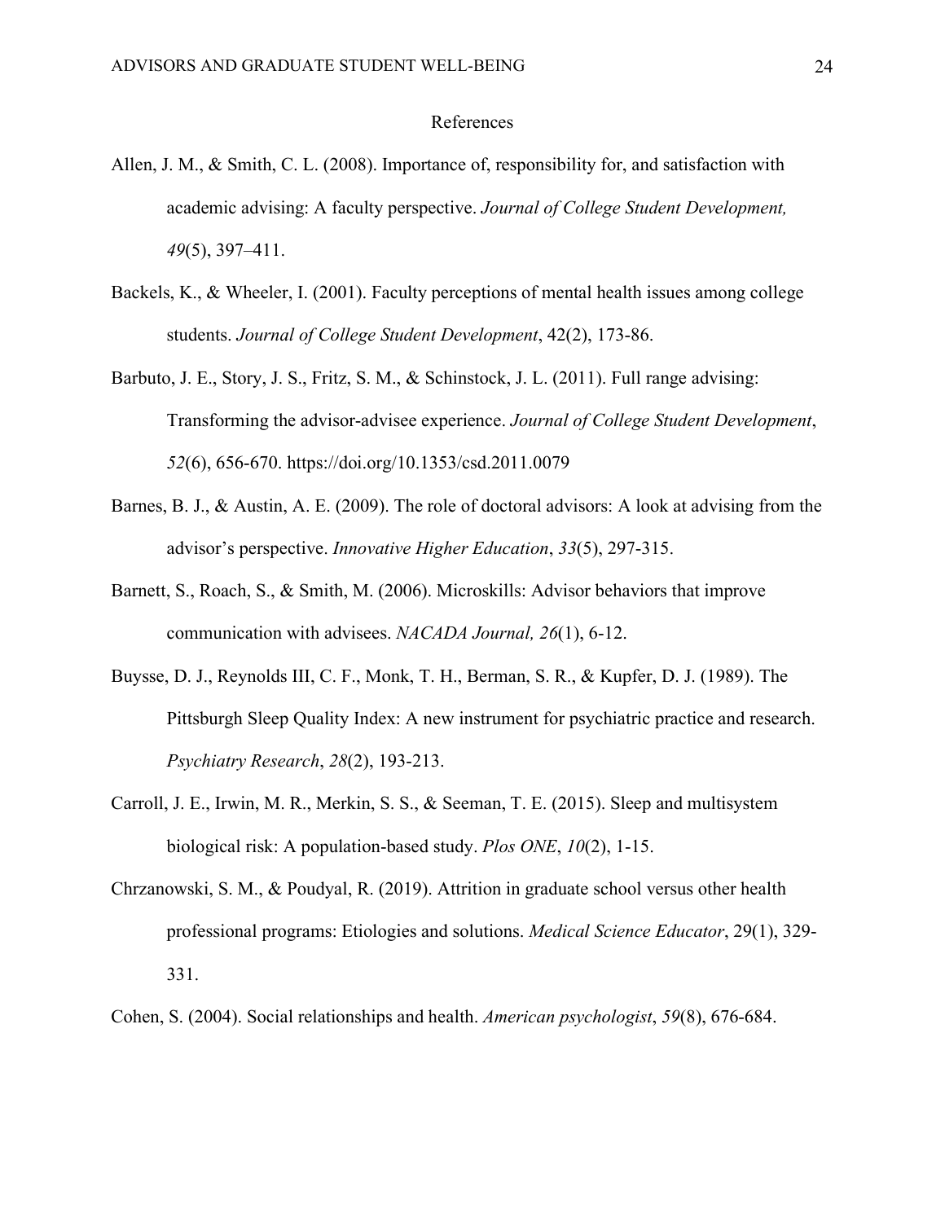# References

Allen, J. M., & Smith, C. L. (2008). Importance of, responsibility for, and satisfaction with academic advising: A faculty perspective. *Journal of College Student Development, 49*(5), 397–411.

Backels, K., & Wheeler, I. (2001). Faculty perceptions of mental health issues among college students. *Journal of College Student Development*, 42(2), 173-86.

Barbuto, J. E., Story, J. S., Fritz, S. M., & Schinstock, J. L. (2011). Full range advising: Transforming the advisor-advisee experience. *Journal of College Student Development*, *52*(6), 656-670. https://doi.org/10.1353/csd.2011.0079

Barnes, B. J., & Austin, A. E. (2009). The role of doctoral advisors: A look at advising from the advisor's perspective. *Innovative Higher Education*, *33*(5), 297-315.

Barnett, S., Roach, S., & Smith, M. (2006). Microskills: Advisor behaviors that improve communication with advisees. *NACADA Journal, 26*(1), 6-12.

Buysse, D. J., Reynolds III, C. F., Monk, T. H., Berman, S. R., & Kupfer, D. J. (1989). The Pittsburgh Sleep Quality Index: A new instrument for psychiatric practice and research. *Psychiatry Research*, *28*(2), 193-213.

Carroll, J. E., Irwin, M. R., Merkin, S. S., & Seeman, T. E. (2015). Sleep and multisystem biological risk: A population-based study. *Plos ONE*, *10*(2), 1-15.

Chrzanowski, S. M., & Poudyal, R. (2019). Attrition in graduate school versus other health professional programs: Etiologies and solutions. *Medical Science Educator*, 29(1), 329-331.

Cohen, S. (2004). Social relationships and health. *American psychologist*, *59*(8), 676-684.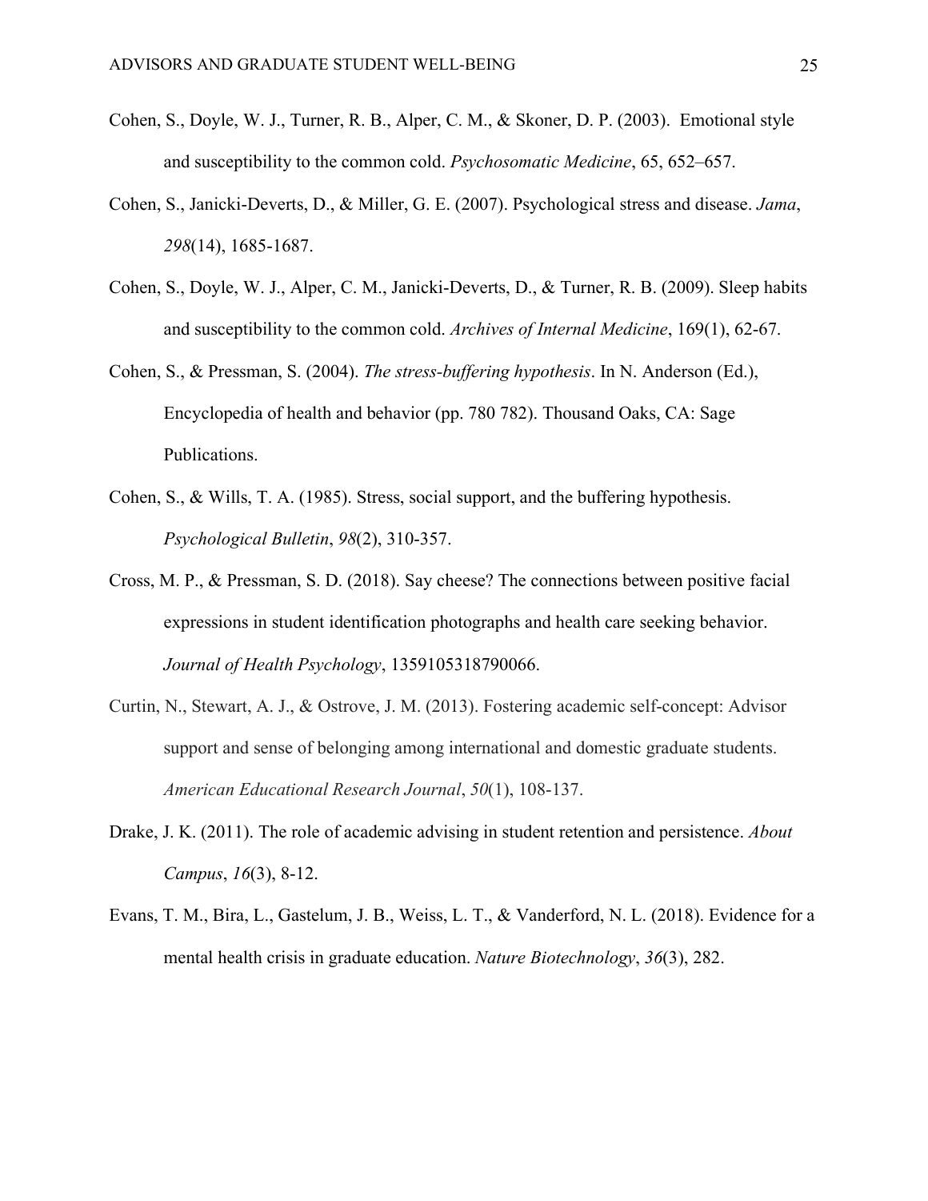Cohen, S., Doyle, W. J., Turner, R. B., Alper, C. M., & Skoner, D. P. (2003). Emotional style and susceptibility to the common cold. *Psychosomatic Medicine*, 65, 652–657.

Cohen, S., Janicki-Deverts, D., & Miller, G. E. (2007). Psychological stress and disease. *Jama*, *298*(14), 1685-1687.

Cohen, S., Doyle, W. J., Alper, C. M., Janicki-Deverts, D., & Turner, R. B. (2009). Sleep habits and susceptibility to the common cold. *Archives of Internal Medicine*, 169(1), 62-67.

Cohen, S., & Pressman, S. (2004). *The stress-buffering hypothesis*. In N. Anderson (Ed.), Encyclopedia of health and behavior (pp. 780 782). Thousand Oaks, CA: Sage Publications.

Cohen, S., & Wills, T. A. (1985). Stress, social support, and the buffering hypothesis. *Psychological Bulletin*, *98*(2), 310-357.

Cross, M. P., & Pressman, S. D. (2018). Say cheese? The connections between positive facial expressions in student identification photographs and health care seeking behavior. *Journal of Health Psychology*, 1359105318790066.

Curtin, N., Stewart, A. J., & Ostrove, J. M. (2013). Fostering academic self-concept: Advisor support and sense of belonging among international and domestic graduate students. *American Educational Research Journal*, *50*(1), 108-137.

Drake, J. K. (2011). The role of academic advising in student retention and persistence. *About Campus*, *16*(3), 8-12.

Evans, T. M., Bira, L., Gastelum, J. B., Weiss, L. T., & Vanderford, N. L. (2018). Evidence for a mental health crisis in graduate education. *Nature Biotechnology*, *36*(3), 282.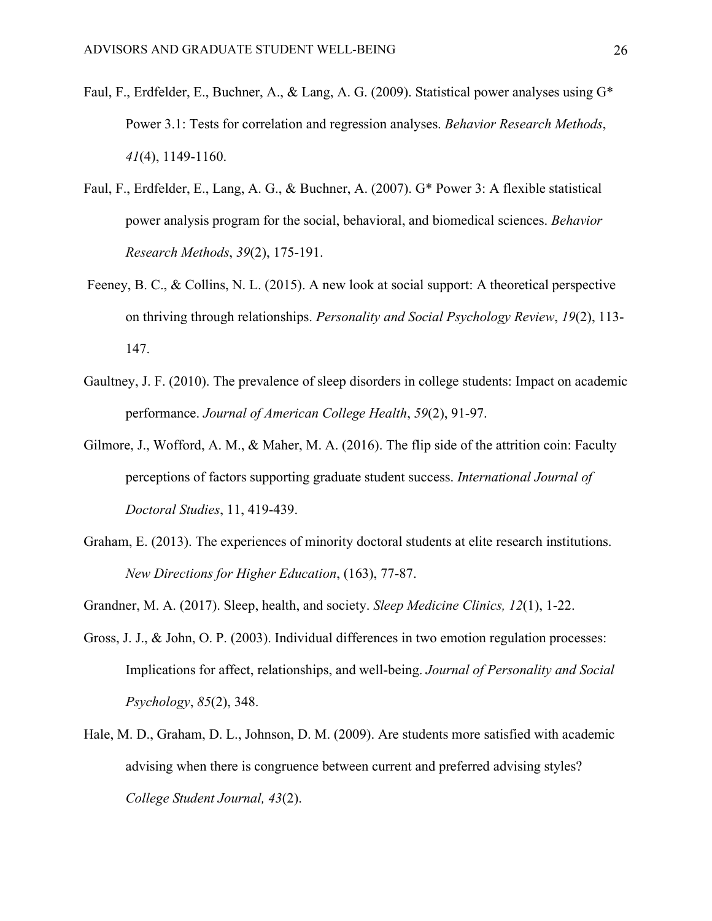Faul, F., Erdfelder, E., Buchner, A., & Lang, A. G. (2009). Statistical power analyses using G* Power 3.1: Tests for correlation and regression analyses. *Behavior Research Methods*, *41*(4), 1149-1160.

Faul, F., Erdfelder, E., Lang, A. G., & Buchner, A. (2007). G* Power 3: A flexible statistical power analysis program for the social, behavioral, and biomedical sciences. *Behavior Research Methods*, *39*(2), 175-191.

Feeney, B. C., & Collins, N. L. (2015). A new look at social support: A theoretical perspective on thriving through relationships. *Personality and Social Psychology Review*, *19*(2), 113-147.

Gaultney, J. F. (2010). The prevalence of sleep disorders in college students: Impact on academic performance. *Journal of American College Health*, *59*(2), 91-97.

Gilmore, J., Wofford, A. M., & Maher, M. A. (2016). The flip side of the attrition coin: Faculty perceptions of factors supporting graduate student success. *International Journal of Doctoral Studies*, 11, 419-439.

Graham, E. (2013). The experiences of minority doctoral students at elite research institutions. *New Directions for Higher Education*, (163), 77-87.

Grandner, M. A. (2017). Sleep, health, and society. *Sleep Medicine Clinics, 12*(1), 1-22.

Gross, J. J., & John, O. P. (2003). Individual differences in two emotion regulation processes: Implications for affect, relationships, and well-being. *Journal of Personality and Social Psychology*, *85*(2), 348.

Hale, M. D., Graham, D. L., Johnson, D. M. (2009). Are students more satisfied with academic advising when there is congruence between current and preferred advising styles? *College Student Journal, 43*(2).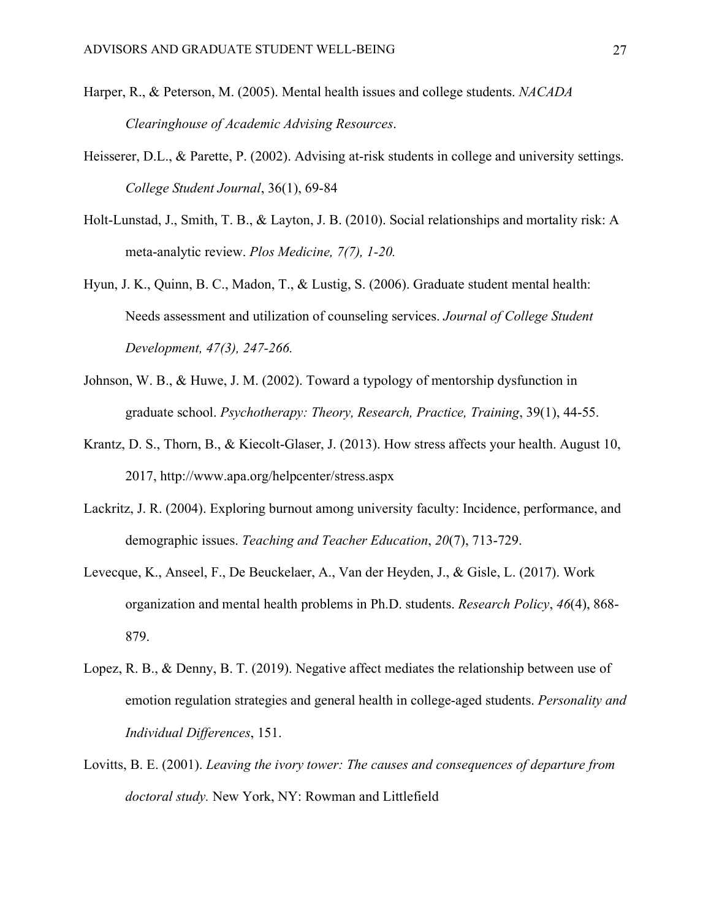Harper, R., & Peterson, M. (2005). Mental health issues and college students. *NACADA Clearinghouse of Academic Advising Resources*.

Heisserer, D.L., & Parette, P. (2002). Advising at-risk students in college and university settings. *College Student Journal*, 36(1), 69-84

Holt-Lunstad, J., Smith, T. B., & Layton, J. B. (2010). Social relationships and mortality risk: A meta-analytic review. *Plos Medicine, 7(7), 1-20.*

Hyun, J. K., Quinn, B. C., Madon, T., & Lustig, S. (2006). Graduate student mental health: Needs assessment and utilization of counseling services. *Journal of College Student Development, 47(3), 247-266.*

Johnson, W. B., & Huwe, J. M. (2002). Toward a typology of mentorship dysfunction in graduate school. *Psychotherapy: Theory, Research, Practice, Training*, 39(1), 44-55.

Krantz, D. S., Thorn, B., & Kiecolt-Glaser, J. (2013). How stress affects your health. August 10, 2017, http://www.apa.org/helpcenter/stress.aspx

Lackritz, J. R. (2004). Exploring burnout among university faculty: Incidence, performance, and demographic issues. *Teaching and Teacher Education*, *20*(7), 713-729.

Levecque, K., Anseel, F., De Beuckelaer, A., Van der Heyden, J., & Gisle, L. (2017). Work organization and mental health problems in Ph.D. students. *Research Policy*, *46*(4), 868-879.

Lopez, R. B., & Denny, B. T. (2019). Negative affect mediates the relationship between use of emotion regulation strategies and general health in college-aged students. *Personality and Individual Differences*, 151.

Lovitts, B. E. (2001). *Leaving the ivory tower: The causes and consequences of departure from doctoral study.* New York, NY: Rowman and Littlefield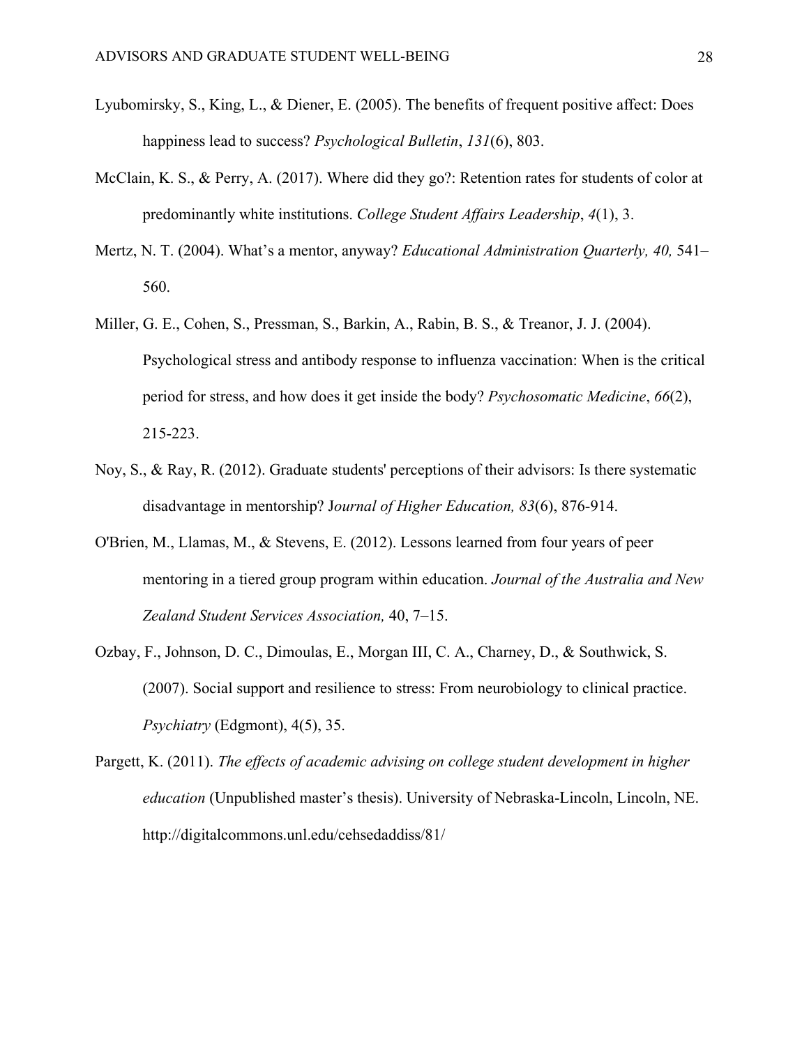Lyubomirsky, S., King, L., & Diener, E. (2005). The benefits of frequent positive affect: Does happiness lead to success? *Psychological Bulletin*, *131*(6), 803.

McClain, K. S., & Perry, A. (2017). Where did they go?: Retention rates for students of color at predominantly white institutions. *College Student Affairs Leadership*, *4*(1), 3.

Mertz, N. T. (2004). What's a mentor, anyway? *Educational Administration Quarterly, 40,* 541–560.

Miller, G. E., Cohen, S., Pressman, S., Barkin, A., Rabin, B. S., & Treanor, J. J. (2004). Psychological stress and antibody response to influenza vaccination: When is the critical period for stress, and how does it get inside the body? *Psychosomatic Medicine*, *66*(2), 215-223.

Noy, S., & Ray, R. (2012). Graduate students' perceptions of their advisors: Is there systematic disadvantage in mentorship? J*ournal of Higher Education, 83*(6), 876-914.

O'Brien, M., Llamas, M., & Stevens, E. (2012). Lessons learned from four years of peer mentoring in a tiered group program within education. *Journal of the Australia and New Zealand Student Services Association,* 40, 7–15.

Ozbay, F., Johnson, D. C., Dimoulas, E., Morgan III, C. A., Charney, D., & Southwick, S. (2007). Social support and resilience to stress: From neurobiology to clinical practice. *Psychiatry* (Edgmont), 4(5), 35.

Pargett, K. (2011). *The effects of academic advising on college student development in higher education* (Unpublished master's thesis). University of Nebraska-Lincoln, Lincoln, NE. http://digitalcommons.unl.edu/cehsedaddiss/81/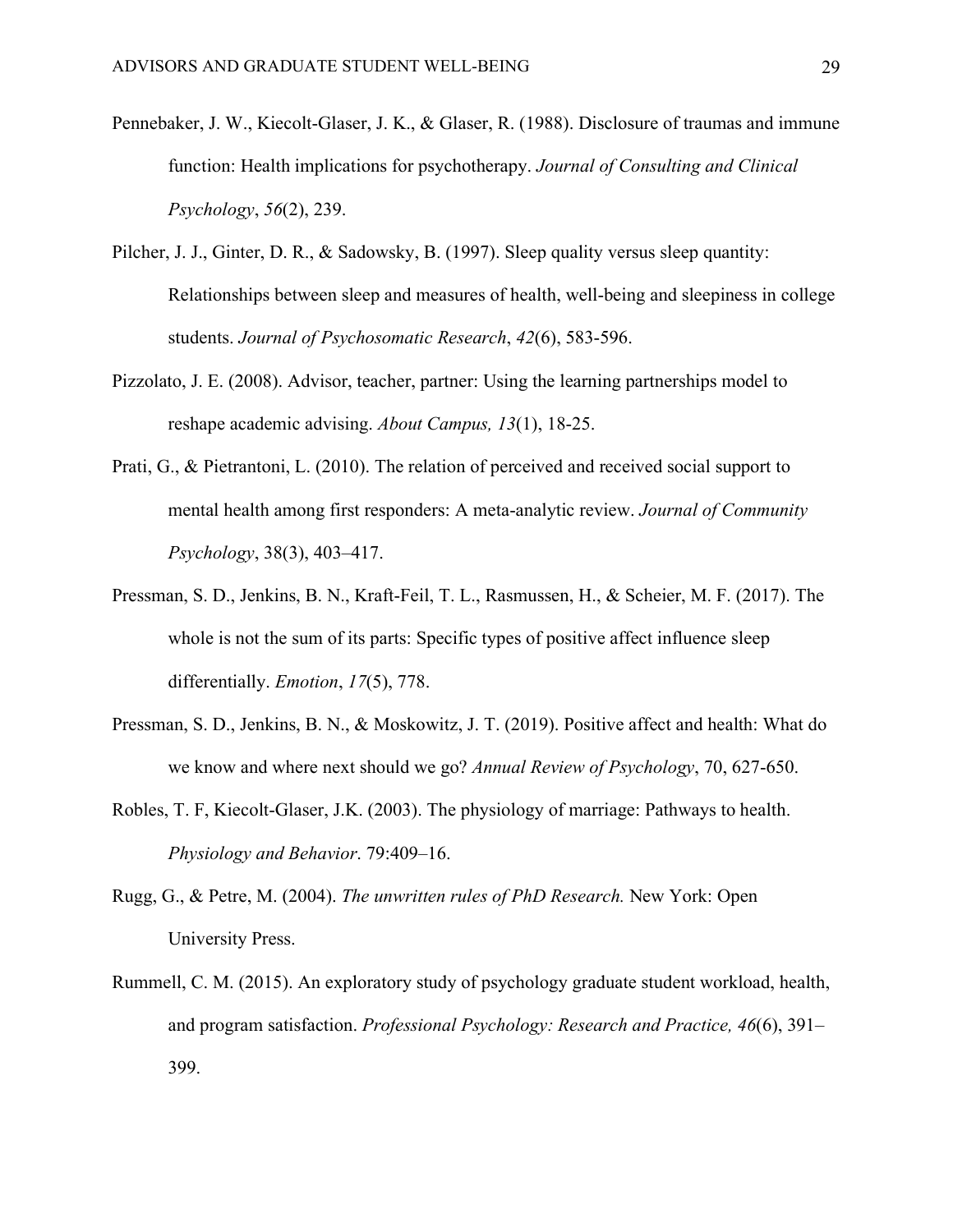Pennebaker, J. W., Kiecolt-Glaser, J. K., & Glaser, R. (1988). Disclosure of traumas and immune function: Health implications for psychotherapy. *Journal of Consulting and Clinical Psychology*, *56*(2), 239.

Pilcher, J. J., Ginter, D. R., & Sadowsky, B. (1997). Sleep quality versus sleep quantity: Relationships between sleep and measures of health, well-being and sleepiness in college students. *Journal of Psychosomatic Research*, *42*(6), 583-596.

Pizzolato, J. E. (2008). Advisor, teacher, partner: Using the learning partnerships model to reshape academic advising. *About Campus, 13*(1), 18-25.

Prati, G., & Pietrantoni, L. (2010). The relation of perceived and received social support to mental health among first responders: A meta-analytic review. *Journal of Community Psychology*, 38(3), 403–417.

Pressman, S. D., Jenkins, B. N., Kraft-Feil, T. L., Rasmussen, H., & Scheier, M. F. (2017). The whole is not the sum of its parts: Specific types of positive affect influence sleep differentially. *Emotion*, *17*(5), 778.

Pressman, S. D., Jenkins, B. N., & Moskowitz, J. T. (2019). Positive affect and health: What do we know and where next should we go? *Annual Review of Psychology*, 70, 627-650.

Robles, T. F, Kiecolt-Glaser, J.K. (2003). The physiology of marriage: Pathways to health. *Physiology and Behavior*. 79:409–16.

Rugg, G., & Petre, M. (2004). *The unwritten rules of PhD Research.* New York: Open University Press.

Rummell, C. M. (2015). An exploratory study of psychology graduate student workload, health, and program satisfaction. *Professional Psychology: Research and Practice, 46*(6), 391–399.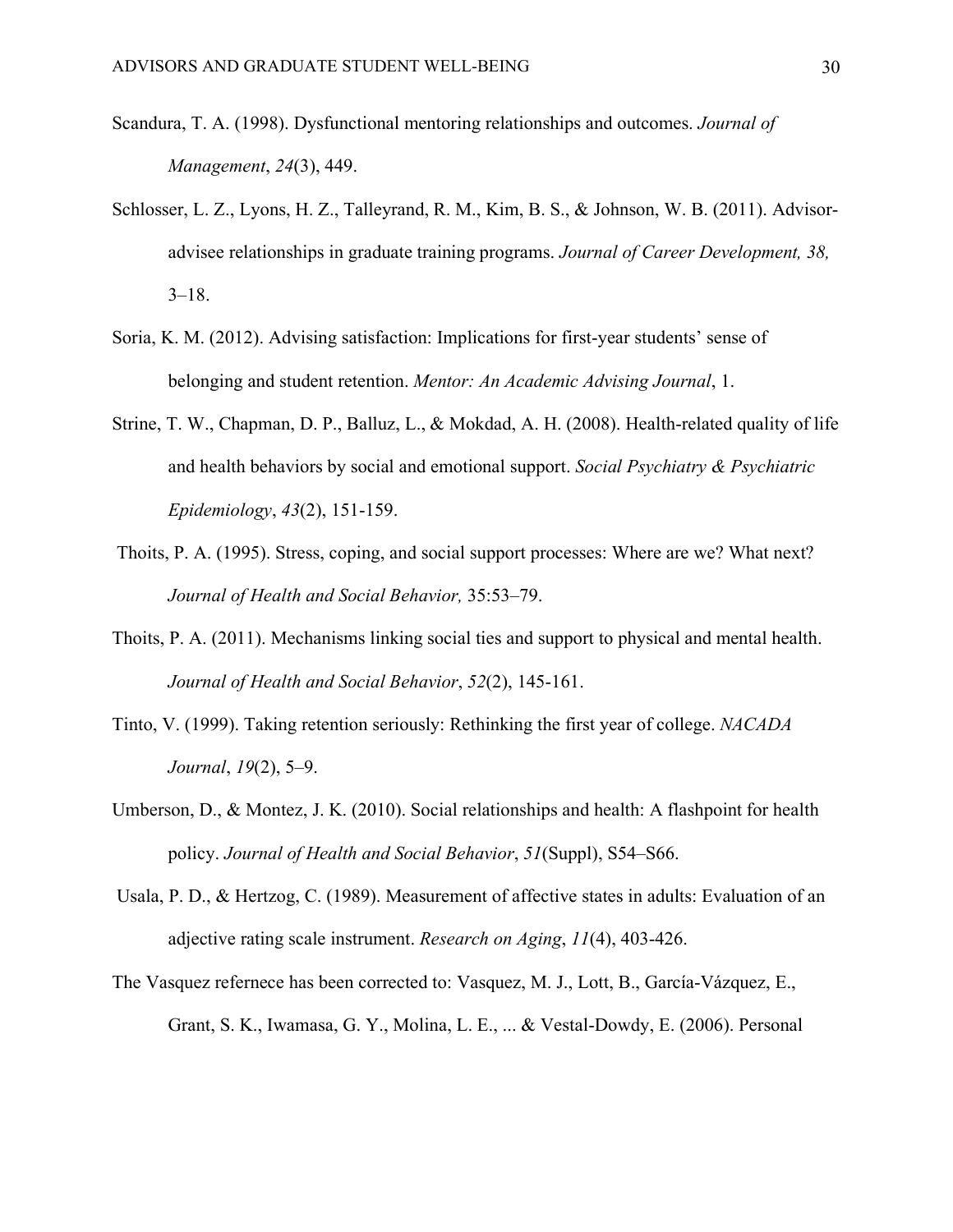Scandura, T. A. (1998). Dysfunctional mentoring relationships and outcomes. *Journal of Management*, *24*(3), 449.

Schlosser, L. Z., Lyons, H. Z., Talleyrand, R. M., Kim, B. S., & Johnson, W. B. (2011). Advisor-advisee relationships in graduate training programs. *Journal of Career Development, 38,* 3–18.

Soria, K. M. (2012). Advising satisfaction: Implications for first-year students' sense of belonging and student retention. *Mentor: An Academic Advising Journal*, 1.

Strine, T. W., Chapman, D. P., Balluz, L., & Mokdad, A. H. (2008). Health-related quality of life and health behaviors by social and emotional support. *Social Psychiatry & Psychiatric Epidemiology*, *43*(2), 151-159.

Thoits, P. A. (1995). Stress, coping, and social support processes: Where are we? What next? *Journal of Health and Social Behavior,* 35:53–79.

Thoits, P. A. (2011). Mechanisms linking social ties and support to physical and mental health. *Journal of Health and Social Behavior*, *52*(2), 145-161.

Tinto, V. (1999). Taking retention seriously: Rethinking the first year of college. *NACADA Journal*, *19*(2), 5–9.

Umberson, D., & Montez, J. K. (2010). Social relationships and health: A flashpoint for health policy. *Journal of Health and Social Behavior*, *51*(Suppl), S54–S66.

Usala, P. D., & Hertzog, C. (1989). Measurement of affective states in adults: Evaluation of an adjective rating scale instrument. *Research on Aging*, *11*(4), 403-426.

The Vasquez refernece has been corrected to: Vasquez, M. J., Lott, B., García-Vázquez, E., Grant, S. K., Iwamasa, G. Y., Molina, L. E., ... & Vestal-Dowdy, E. (2006). Personal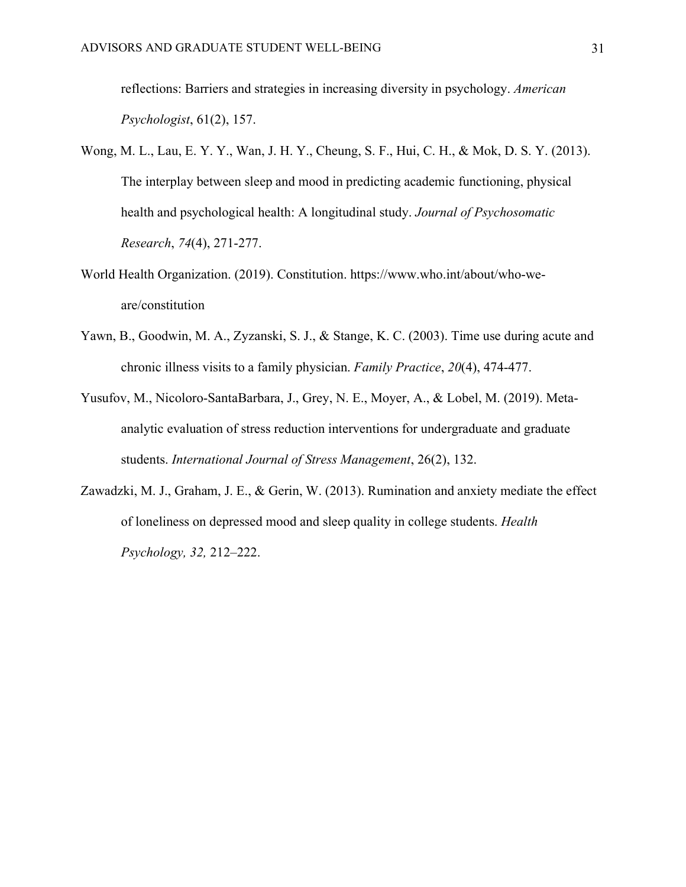reflections: Barriers and strategies in increasing diversity in psychology. *American Psychologist*, 61(2), 157.

Wong, M. L., Lau, E. Y. Y., Wan, J. H. Y., Cheung, S. F., Hui, C. H., & Mok, D. S. Y. (2013). The interplay between sleep and mood in predicting academic functioning, physical health and psychological health: A longitudinal study. *Journal of Psychosomatic Research*, *74*(4), 271-277.

World Health Organization. (2019). Constitution. https://www.who.int/about/who-we-are/constitution

Yawn, B., Goodwin, M. A., Zyzanski, S. J., & Stange, K. C. (2003). Time use during acute and chronic illness visits to a family physician. *Family Practice*, *20*(4), 474-477.

Yusufov, M., Nicoloro-SantaBarbara, J., Grey, N. E., Moyer, A., & Lobel, M. (2019). Meta-analytic evaluation of stress reduction interventions for undergraduate and graduate students. *International Journal of Stress Management*, 26(2), 132.

Zawadzki, M. J., Graham, J. E., & Gerin, W. (2013). Rumination and anxiety mediate the effect of loneliness on depressed mood and sleep quality in college students. *Health Psychology, 32,* 212–222.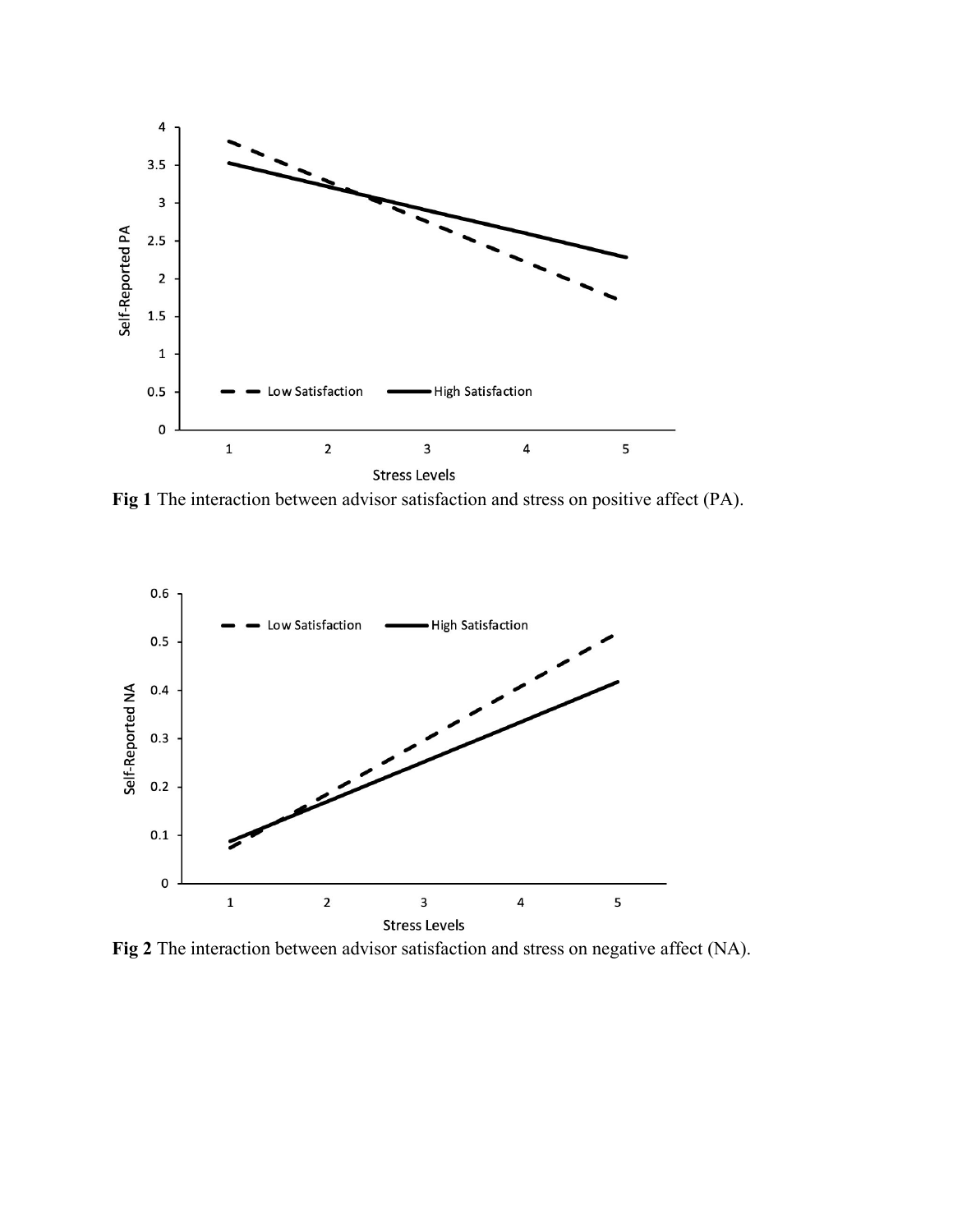**Fig 1** The interaction between advisor satisfaction and stress on positive affect (PA).

**Fig 2** The interaction between advisor satisfaction and stress on negative affect (NA).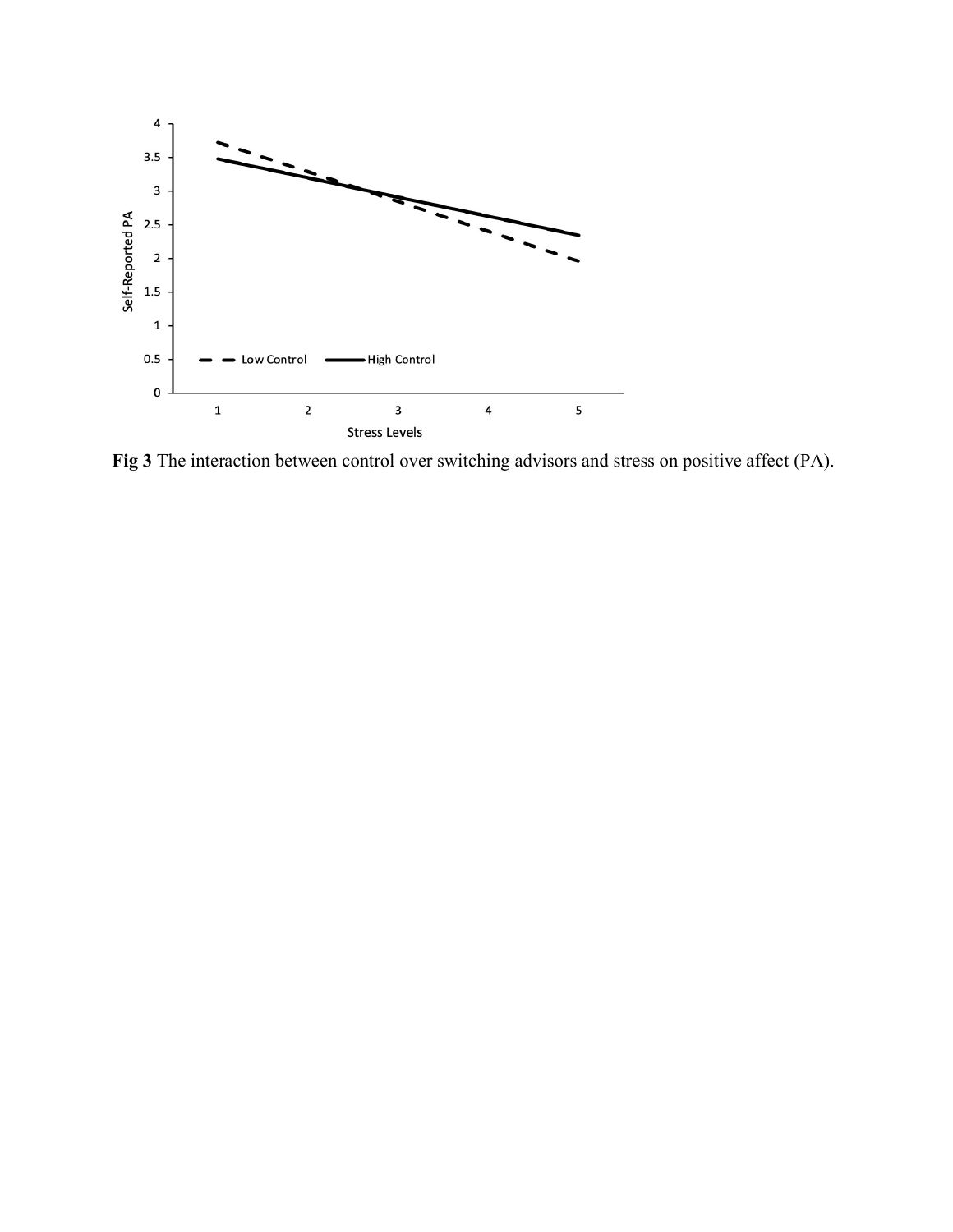**Fig 3** The interaction between control over switching advisors and stress on positive affect (PA).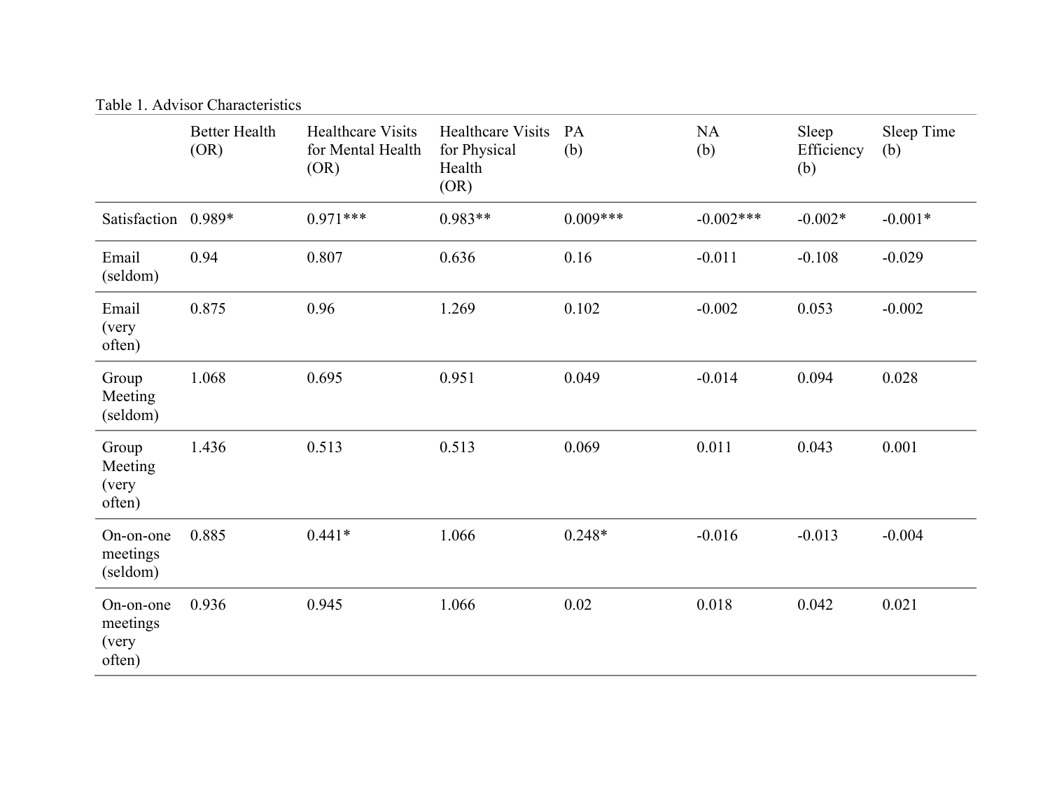Table 1. Advisor Characteristics

| | Better Health (OR) | Healthcare Visits for Mental Health (OR) | Healthcare Visits for Physical Health (OR) | PA (b) | NA (b) | Sleep Efficiency (b) | Sleep Time (b) |
|---|---|---|---|---|---|---|---|
| Satisfaction | 0.989* | 0.971*** | 0.983** | 0.009*** | -0.002*** | -0.002* | -0.001* |
| Email (seldom) | 0.94 | 0.807 | 0.636 | 0.16 | -0.011 | -0.108 | -0.029 |
| Email (very often) | 0.875 | 0.96 | 1.269 | 0.102 | -0.002 | 0.053 | -0.002 |
| Group Meeting (seldom) | 1.068 | 0.695 | 0.951 | 0.049 | -0.014 | 0.094 | 0.028 |
| Group Meeting (very often) | 1.436 | 0.513 | 0.513 | 0.069 | 0.011 | 0.043 | 0.001 |
| On-on-one meetings (seldom) | 0.885 | 0.441* | 1.066 | 0.248* | -0.016 | -0.013 | -0.004 |
| On-on-one meetings (very often) | 0.936 | 0.945 | 1.066 | 0.02 | 0.018 | 0.042 | 0.021 |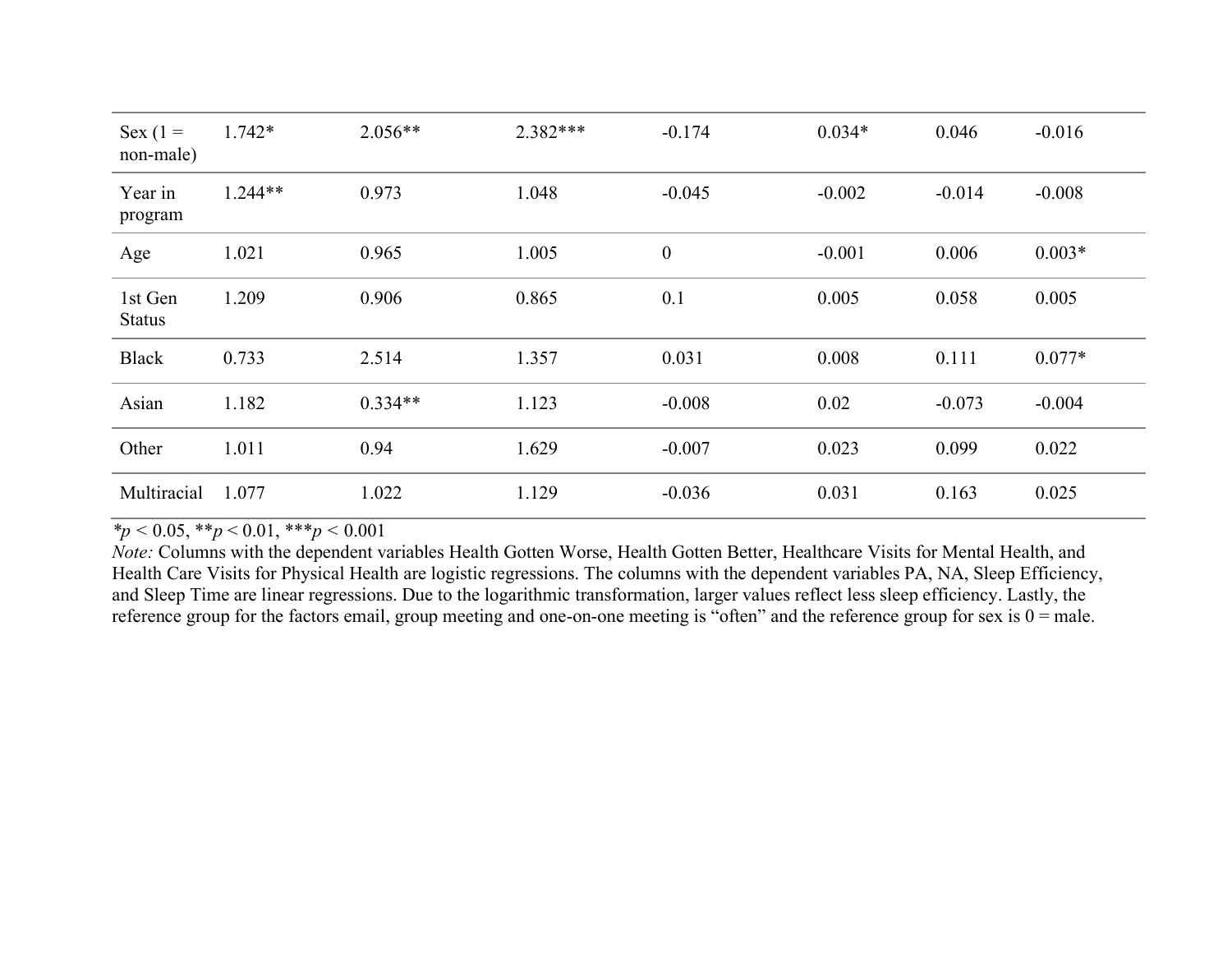| | | | | | | | |
|---|---|---|---|---|---|---|---|
| Sex (1 = non-male) | 1.742* | 2.056** | 2.382*** | -0.174 | 0.034* | 0.046 | -0.016 |
| Year in program | 1.244** | 0.973 | 1.048 | -0.045 | -0.002 | -0.014 | -0.008 |
| Age | 1.021 | 0.965 | 1.005 | 0 | -0.001 | 0.006 | 0.003* |
| 1st Gen Status | 1.209 | 0.906 | 0.865 | 0.1 | 0.005 | 0.058 | 0.005 |
| Black | 0.733 | 2.514 | 1.357 | 0.031 | 0.008 | 0.111 | 0.077* |
| Asian | 1.182 | 0.334** | 1.123 | -0.008 | 0.02 | -0.073 | -0.004 |
| Other | 1.011 | 0.94 | 1.629 | -0.007 | 0.023 | 0.099 | 0.022 |
| Multiracial | 1.077 | 1.022 | 1.129 | -0.036 | 0.031 | 0.163 | 0.025 |

*$p < 0.05$, **$p < 0.01$, ***$p < 0.001$

*Note:* Columns with the dependent variables Health Gotten Worse, Health Gotten Better, Healthcare Visits for Mental Health, and Health Care Visits for Physical Health are logistic regressions. The columns with the dependent variables PA, NA, Sleep Efficiency, and Sleep Time are linear regressions. Due to the logarithmic transformation, larger values reflect less sleep efficiency. Lastly, the reference group for the factors email, group meeting and one-on-one meeting is "often" and the reference group for sex is 0 = male.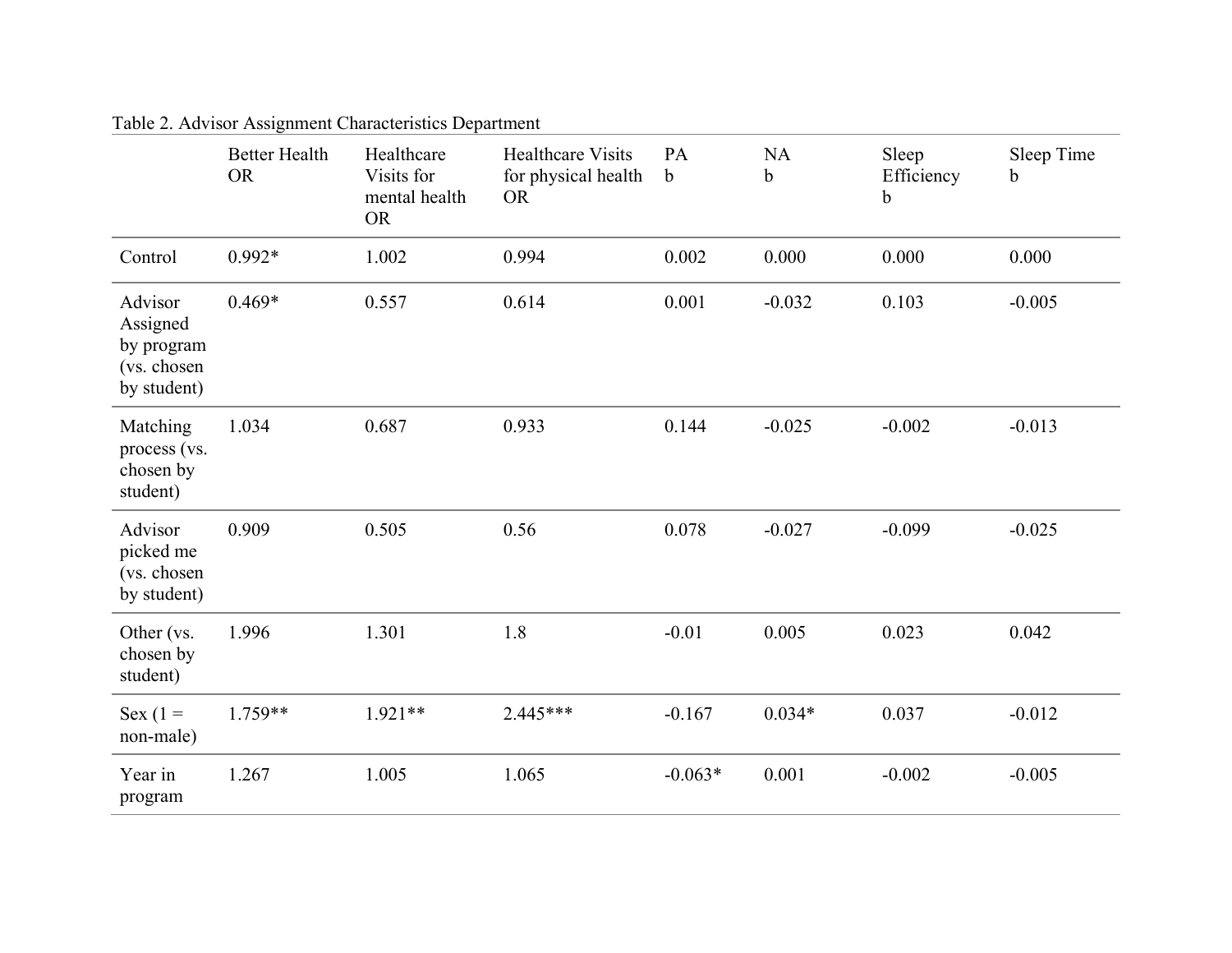Table 2. Advisor Assignment Characteristics Department

| | Better Health OR | Healthcare Visits for mental health OR | Healthcare Visits for physical health OR | PA b | NA b | Sleep Efficiency b | Sleep Time b |
|---|---|---|---|---|---|---|---|
| Control | 0.992* | 1.002 | 0.994 | 0.002 | 0.000 | 0.000 | 0.000 |
| Advisor Assigned by program (vs. chosen by student) | 0.469* | 0.557 | 0.614 | 0.001 | -0.032 | 0.103 | -0.005 |
| Matching process (vs. chosen by student) | 1.034 | 0.687 | 0.933 | 0.144 | -0.025 | -0.002 | -0.013 |
| Advisor picked me (vs. chosen by student) | 0.909 | 0.505 | 0.56 | 0.078 | -0.027 | -0.099 | -0.025 |
| Other (vs. chosen by student) | 1.996 | 1.301 | 1.8 | -0.01 | 0.005 | 0.023 | 0.042 |
| Sex (1 = non-male) | 1.759** | 1.921** | 2.445*** | -0.167 | 0.034* | 0.037 | -0.012 |
| Year in program | 1.267 | 1.005 | 1.065 | -0.063* | 0.001 | -0.002 | -0.005 |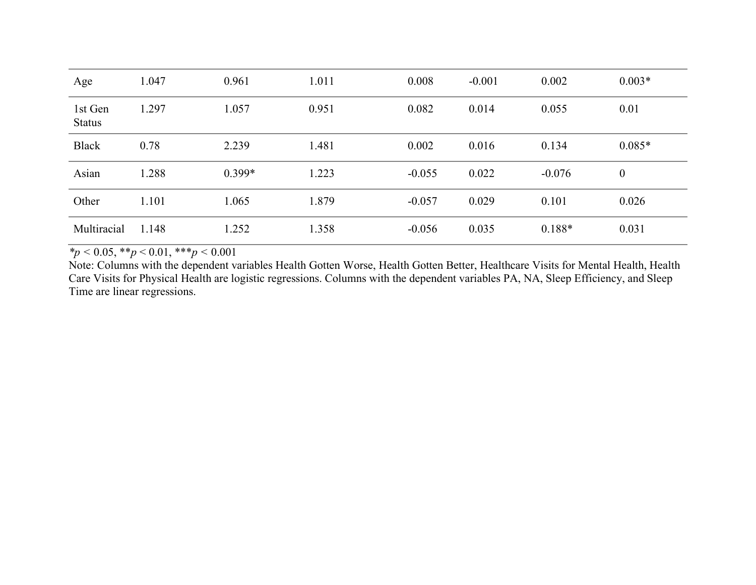| | | | | | | | |
|---|---|---|---|---|---|---|---|
| Age | 1.047 | 0.961 | 1.011 | 0.008 | -0.001 | 0.002 | 0.003* |
| 1st Gen Status | 1.297 | 1.057 | 0.951 | 0.082 | 0.014 | 0.055 | 0.01 |
| Black | 0.78 | 2.239 | 1.481 | 0.002 | 0.016 | 0.134 | 0.085* |
| Asian | 1.288 | 0.399* | 1.223 | -0.055 | 0.022 | -0.076 | 0 |
| Other | 1.101 | 1.065 | 1.879 | -0.057 | 0.029 | 0.101 | 0.026 |
| Multiracial | 1.148 | 1.252 | 1.358 | -0.056 | 0.035 | 0.188* | 0.031 |

*$p < 0.05$, **$p < 0.01$, ***$p < 0.001$

Note: Columns with the dependent variables Health Gotten Worse, Health Gotten Better, Healthcare Visits for Mental Health, Health Care Visits for Physical Health are logistic regressions. Columns with the dependent variables PA, NA, Sleep Efficiency, and Sleep Time are linear regressions.